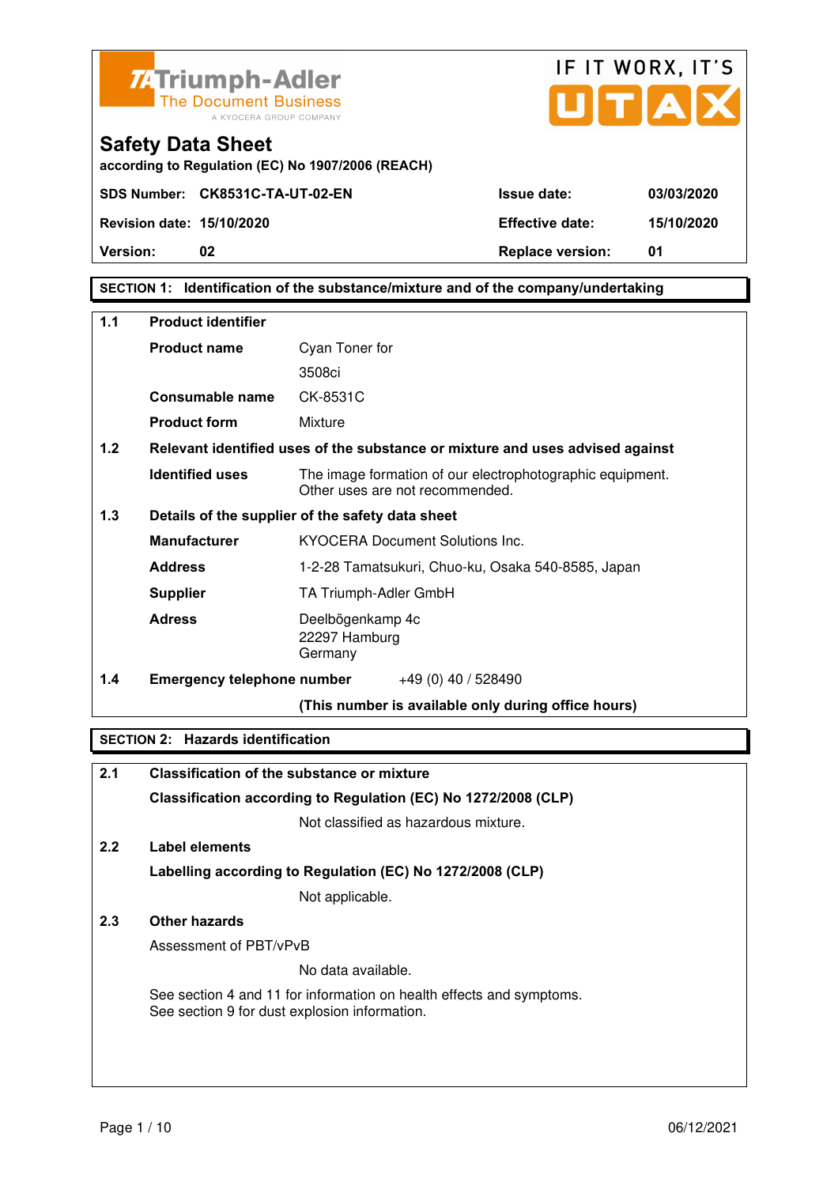TA Triumph-Adler
The Document Business
A KYOCERA GROUP COMPANY

IF IT WORX, IT'S UTAX

# Safety Data Sheet

**according to Regulation (EC) No 1907/2006 (REACH)**

| | | | |
|---|---|---|---|
| **SDS Number:** | **CK8531C-TA-UT-02-EN** | **Issue date:** | **03/03/2020** |
| **Revision date:** | **15/10/2020** | **Effective date:** | **15/10/2020** |
| **Version:** | **02** | **Replace version:** | **01** |

## SECTION 1: Identification of the substance/mixture and of the company/undertaking

### 1.1 Product identifier

| | |
|---|---|
| **Product name** | Cyan Toner for 3508ci |
| **Consumable name** | CK-8531C |
| **Product form** | Mixture |

### 1.2 Relevant identified uses of the substance or mixture and uses advised against

| | |
|---|---|
| **Identified uses** | The image formation of our electrophotographic equipment. Other uses are not recommended. |

### 1.3 Details of the supplier of the safety data sheet

| | |
|---|---|
| **Manufacturer** | KYOCERA Document Solutions Inc. |
| **Address** | 1-2-28 Tamatsukuri, Chuo-ku, Osaka 540-8585, Japan |
| **Supplier** | TA Triumph-Adler GmbH |
| **Adress** | Deelbögenkamp 4c<br>22297 Hamburg<br>Germany |

### 1.4 Emergency telephone number

+49 (0) 40 / 528490

**(This number is available only during office hours)**

## SECTION 2: Hazards identification

### 2.1 Classification of the substance or mixture

**Classification according to Regulation (EC) No 1272/2008 (CLP)**

Not classified as hazardous mixture.

### 2.2 Label elements

**Labelling according to Regulation (EC) No 1272/2008 (CLP)**

Not applicable.

### 2.3 Other hazards

Assessment of PBT/vPvB

No data available.

See section 4 and 11 for information on health effects and symptoms.
See section 9 for dust explosion information.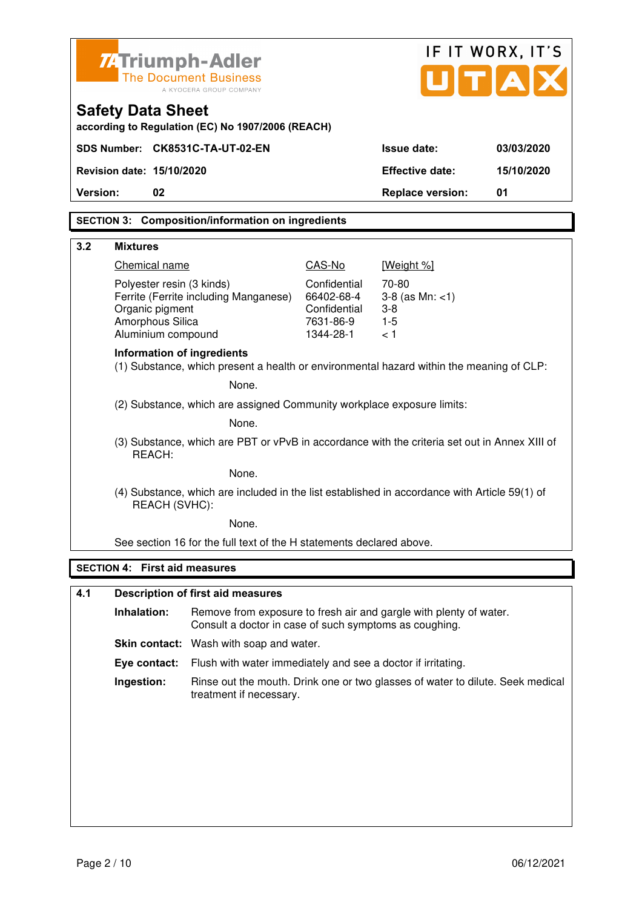Triumph-Adler
The Document Business
A KYOCERA GROUP COMPANY

IF IT WORX, IT'S UTAX

# Safety Data Sheet

**according to Regulation (EC) No 1907/2006 (REACH)**

| **SDS Number:** | **CK8531C-TA-UT-02-EN** | **Issue date:** | **03/03/2020** |
|---|---|---|---|
| **Revision date:** | **15/10/2020** | **Effective date:** | **15/10/2020** |
| **Version:** | **02** | **Replace version:** | **01** |

## SECTION 3: Composition/information on ingredients

### 3.2 Mixtures

| Chemical name | CAS-No | [Weight %] |
|---|---|---|
| Polyester resin (3 kinds) | Confidential | 70-80 |
| Ferrite (Ferrite including Manganese) | 66402-68-4 | 3-8 (as Mn: <1) |
| Organic pigment | Confidential | 3-8 |
| Amorphous Silica | 7631-86-9 | 1-5 |
| Aluminium compound | 1344-28-1 | < 1 |

**Information of ingredients**

(1) Substance, which present a health or environmental hazard within the meaning of CLP:

None.

(2) Substance, which are assigned Community workplace exposure limits:

None.

(3) Substance, which are PBT or vPvB in accordance with the criteria set out in Annex XIII of REACH:

None.

(4) Substance, which are included in the list established in accordance with Article 59(1) of REACH (SVHC):

None.

See section 16 for the full text of the H statements declared above.

## SECTION 4: First aid measures

### 4.1 Description of first aid measures

**Inhalation:** Remove from exposure to fresh air and gargle with plenty of water. Consult a doctor in case of such symptoms as coughing.

**Skin contact:** Wash with soap and water.

**Eye contact:** Flush with water immediately and see a doctor if irritating.

**Ingestion:** Rinse out the mouth. Drink one or two glasses of water to dilute. Seek medical treatment if necessary.

06/12/2021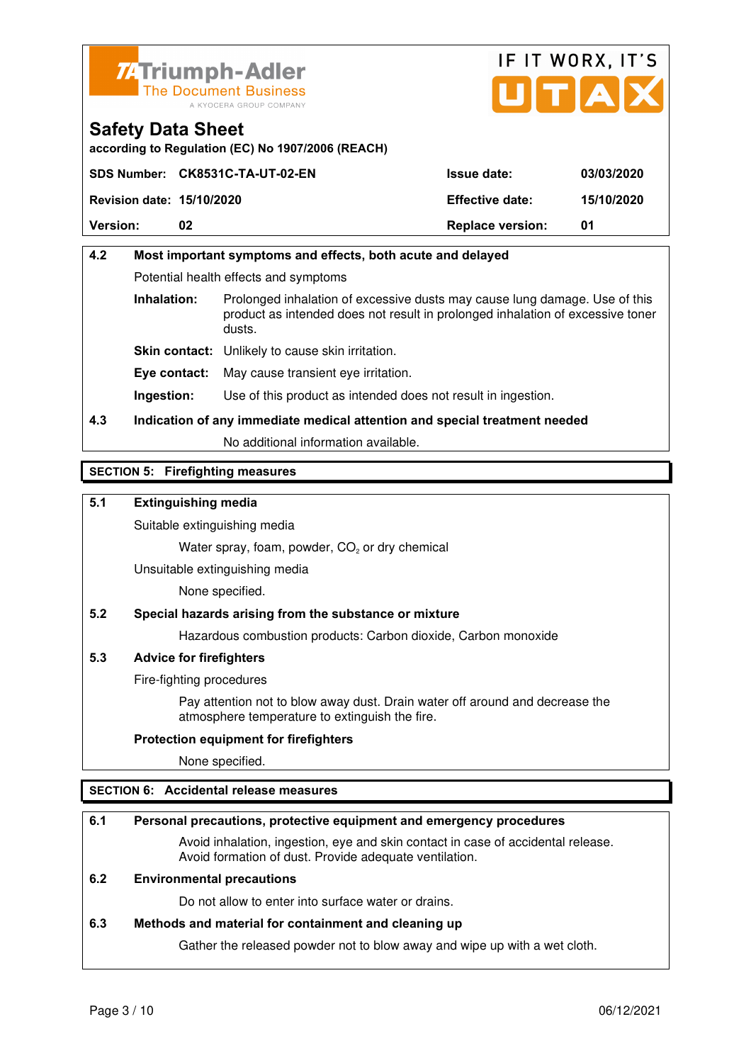# Safety Data Sheet

according to Regulation (EC) No 1907/2006 (REACH)

| SDS Number: | CK8531C-TA-UT-02-EN | Issue date: | 03/03/2020 |
|---|---|---|---|
| Revision date: | 15/10/2020 | Effective date: | 15/10/2020 |
| Version: | 02 | Replace version: | 01 |

### 4.2 Most important symptoms and effects, both acute and delayed

Potential health effects and symptoms

**Inhalation:** Prolonged inhalation of excessive dusts may cause lung damage. Use of this product as intended does not result in prolonged inhalation of excessive toner dusts.

**Skin contact:** Unlikely to cause skin irritation.

**Eye contact:** May cause transient eye irritation.

**Ingestion:** Use of this product as intended does not result in ingestion.

### 4.3 Indication of any immediate medical attention and special treatment needed

No additional information available.

## SECTION 5: Firefighting measures

### 5.1 Extinguishing media

Suitable extinguishing media

Water spray, foam, powder, $CO_2$ or dry chemical

Unsuitable extinguishing media

None specified.

### 5.2 Special hazards arising from the substance or mixture

Hazardous combustion products: Carbon dioxide, Carbon monoxide

### 5.3 Advice for firefighters

Fire-fighting procedures

Pay attention not to blow away dust. Drain water off around and decrease the atmosphere temperature to extinguish the fire.

**Protection equipment for firefighters**

None specified.

## SECTION 6: Accidental release measures

### 6.1 Personal precautions, protective equipment and emergency procedures

Avoid inhalation, ingestion, eye and skin contact in case of accidental release. Avoid formation of dust. Provide adequate ventilation.

### 6.2 Environmental precautions

Do not allow to enter into surface water or drains.

### 6.3 Methods and material for containment and cleaning up

Gather the released powder not to blow away and wipe up with a wet cloth.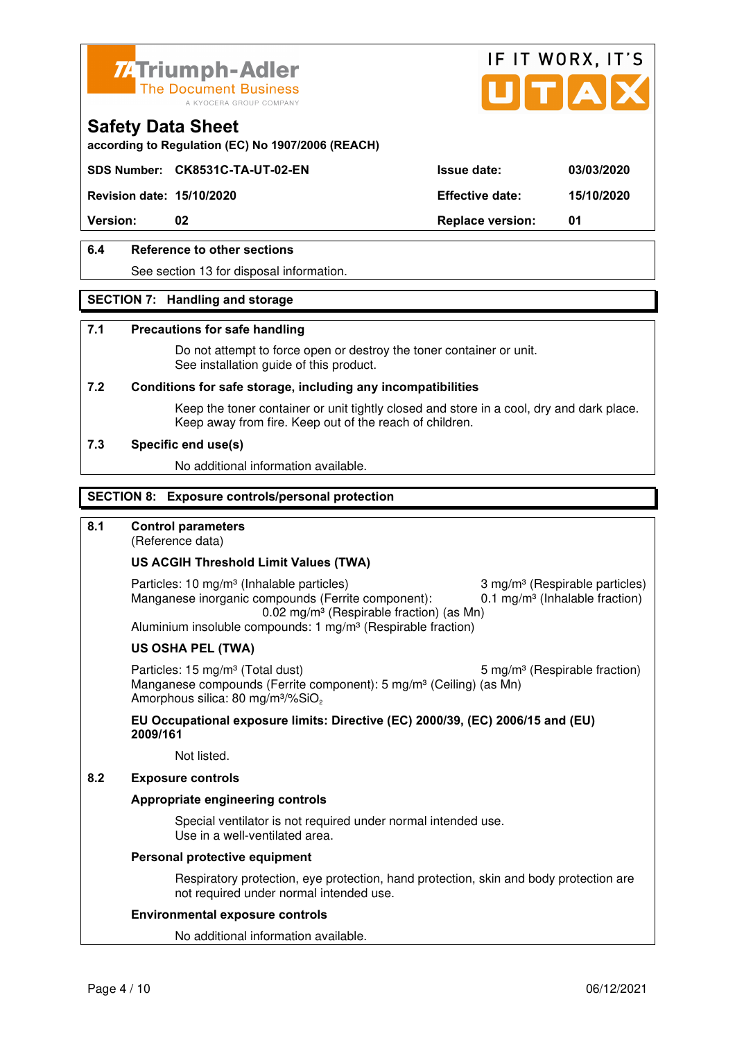# Safety Data Sheet

according to Regulation (EC) No 1907/2006 (REACH)

| SDS Number: | CK8531C-TA-UT-02-EN | Issue date: | 03/03/2020 |
|---|---|---|---|
| Revision date: | 15/10/2020 | Effective date: | 15/10/2020 |
| Version: | 02 | Replace version: | 01 |

### 6.4 Reference to other sections

See section 13 for disposal information.

## SECTION 7: Handling and storage

### 7.1 Precautions for safe handling

Do not attempt to force open or destroy the toner container or unit.
See installation guide of this product.

### 7.2 Conditions for safe storage, including any incompatibilities

Keep the toner container or unit tightly closed and store in a cool, dry and dark place.
Keep away from fire. Keep out of the reach of children.

### 7.3 Specific end use(s)

No additional information available.

## SECTION 8: Exposure controls/personal protection

### 8.1 Control parameters

(Reference data)

**US ACGIH Threshold Limit Values (TWA)**

Particles: 10 mg/m³ (Inhalable particles) 3 mg/m³ (Respirable particles)
Manganese inorganic compounds (Ferrite component): 0.1 mg/m³ (Inhalable fraction)
0.02 mg/m³ (Respirable fraction) (as Mn)
Aluminium insoluble compounds: 1 mg/m³ (Respirable fraction)

**US OSHA PEL (TWA)**

Particles: 15 mg/m³ (Total dust) 5 mg/m³ (Respirable fraction)
Manganese compounds (Ferrite component): 5 mg/m³ (Ceiling) (as Mn)
Amorphous silica: 80 mg/m³/%$SiO_2$

**EU Occupational exposure limits: Directive (EC) 2000/39, (EC) 2006/15 and (EU) 2009/161**

Not listed.

### 8.2 Exposure controls

**Appropriate engineering controls**

Special ventilator is not required under normal intended use.
Use in a well-ventilated area.

**Personal protective equipment**

Respiratory protection, eye protection, hand protection, skin and body protection are not required under normal intended use.

**Environmental exposure controls**

No additional information available.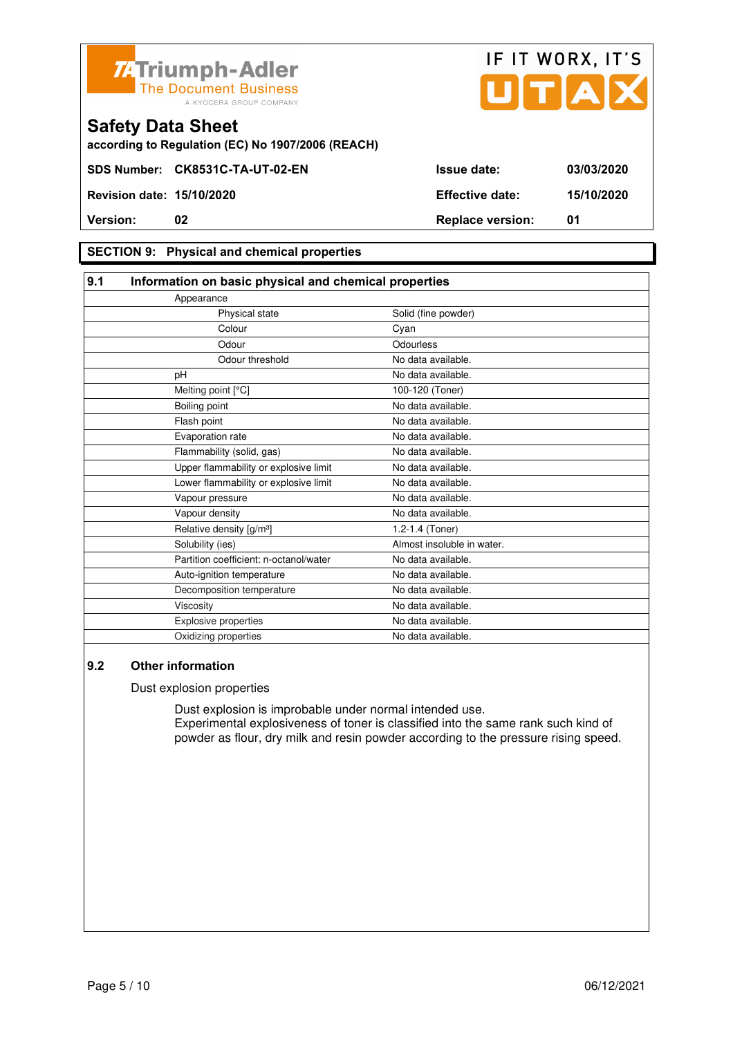**Triumph-Adler** The Document Business — A KYOCERA GROUP COMPANY

IF IT WORX, IT'S UTAX

# Safety Data Sheet

**according to Regulation (EC) No 1907/2006 (REACH)**

| | | | |
|---|---|---|---|
| **SDS Number:** | **CK8531C-TA-UT-02-EN** | **Issue date:** | **03/03/2020** |
| **Revision date:** | **15/10/2020** | **Effective date:** | **15/10/2020** |
| **Version:** | **02** | **Replace version:** | **01** |

## SECTION 9: Physical and chemical properties

### 9.1 Information on basic physical and chemical properties

| Property | Value |
|---|---|
| Appearance | |
| Physical state | Solid (fine powder) |
| Colour | Cyan |
| Odour | Odourless |
| Odour threshold | No data available. |
| pH | No data available. |
| Melting point [°C] | 100-120 (Toner) |
| Boiling point | No data available. |
| Flash point | No data available. |
| Evaporation rate | No data available. |
| Flammability (solid, gas) | No data available. |
| Upper flammability or explosive limit | No data available. |
| Lower flammability or explosive limit | No data available. |
| Vapour pressure | No data available. |
| Vapour density | No data available. |
| Relative density [g/m³] | 1.2-1.4 (Toner) |
| Solubility (ies) | Almost insoluble in water. |
| Partition coefficient: n-octanol/water | No data available. |
| Auto-ignition temperature | No data available. |
| Decomposition temperature | No data available. |
| Viscosity | No data available. |
| Explosive properties | No data available. |
| Oxidizing properties | No data available. |

### 9.2 Other information

Dust explosion properties

Dust explosion is improbable under normal intended use.
Experimental explosiveness of toner is classified into the same rank such kind of powder as flour, dry milk and resin powder according to the pressure rising speed.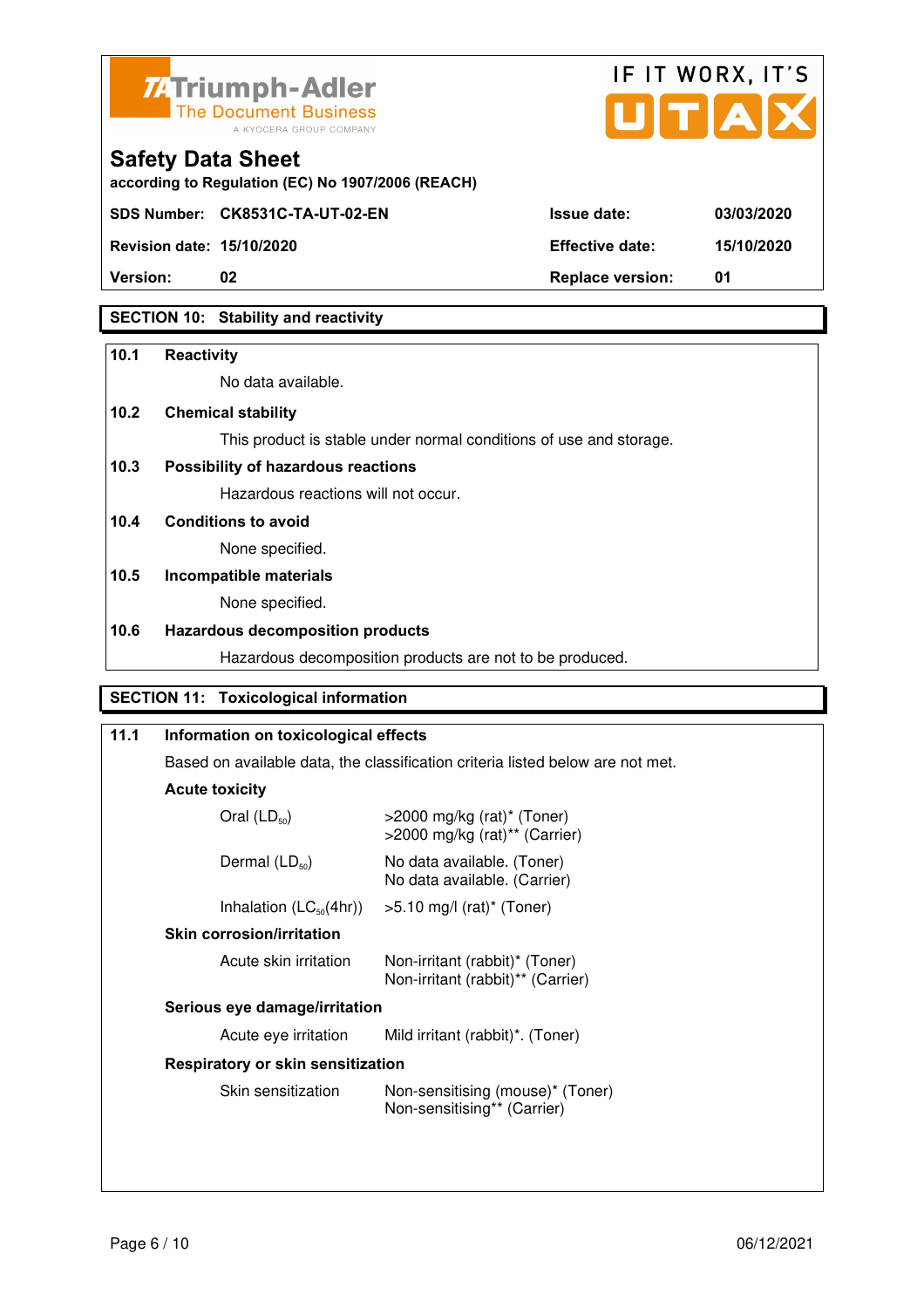Triumph-Adler
The Document Business
A KYOCERA GROUP COMPANY

IF IT WORX, IT'S UTAX

# Safety Data Sheet

according to Regulation (EC) No 1907/2006 (REACH)

| SDS Number: | CK8531C-TA-UT-02-EN | Issue date: | 03/03/2020 |
|---|---|---|---|
| Revision date: | 15/10/2020 | Effective date: | 15/10/2020 |
| Version: | 02 | Replace version: | 01 |

## SECTION 10: Stability and reactivity

**10.1 Reactivity**

No data available.

**10.2 Chemical stability**

This product is stable under normal conditions of use and storage.

**10.3 Possibility of hazardous reactions**

Hazardous reactions will not occur.

**10.4 Conditions to avoid**

None specified.

**10.5 Incompatible materials**

None specified.

**10.6 Hazardous decomposition products**

Hazardous decomposition products are not to be produced.

## SECTION 11: Toxicological information

**11.1 Information on toxicological effects**

Based on available data, the classification criteria listed below are not met.

**Acute toxicity**

| | |
|---|---|
| Oral ($LD_{50}$) | >2000 mg/kg (rat)* (Toner)<br>>2000 mg/kg (rat)** (Carrier) |
| Dermal ($LD_{50}$) | No data available. (Toner)<br>No data available. (Carrier) |
| Inhalation ($LC_{50}$(4hr)) | >5.10 mg/l (rat)* (Toner) |

**Skin corrosion/irritation**

| | |
|---|---|
| Acute skin irritation | Non-irritant (rabbit)* (Toner)<br>Non-irritant (rabbit)** (Carrier) |

**Serious eye damage/irritation**

| | |
|---|---|
| Acute eye irritation | Mild irritant (rabbit)*. (Toner) |

**Respiratory or skin sensitization**

| | |
|---|---|
| Skin sensitization | Non-sensitising (mouse)* (Toner)<br>Non-sensitising** (Carrier) |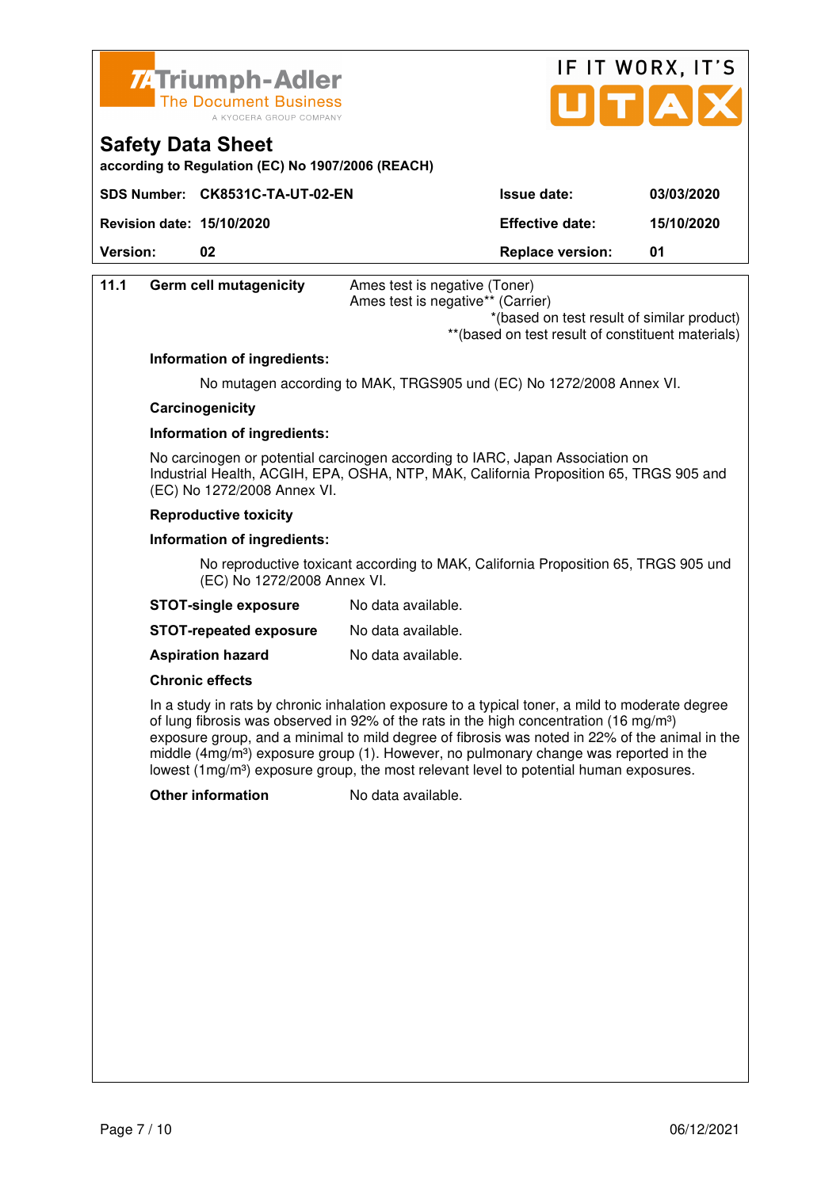| **11.1** | **Germ cell mutagenicity** | Ames test is negative (Toner)<br>Ames test is negative** (Carrier)<br>*(based on test result of similar product)<br>**(based on test result of constituent materials) |
|---|---|---|

**Information of ingredients:**

No mutagen according to MAK, TRGS905 und (EC) No 1272/2008 Annex VI.

**Carcinogenicity**

**Information of ingredients:**

No carcinogen or potential carcinogen according to IARC, Japan Association on Industrial Health, ACGIH, EPA, OSHA, NTP, MAK, California Proposition 65, TRGS 905 and (EC) No 1272/2008 Annex VI.

**Reproductive toxicity**

**Information of ingredients:**

No reproductive toxicant according to MAK, California Proposition 65, TRGS 905 und (EC) No 1272/2008 Annex VI.

**STOT-single exposure** No data available.

**STOT-repeated exposure** No data available.

**Aspiration hazard** No data available.

**Chronic effects**

In a study in rats by chronic inhalation exposure to a typical toner, a mild to moderate degree of lung fibrosis was observed in 92% of the rats in the high concentration (16 $mg/m^3$) exposure group, and a minimal to mild degree of fibrosis was noted in 22% of the animal in the middle (4$mg/m^3$) exposure group (1). However, no pulmonary change was reported in the lowest (1$mg/m^3$) exposure group, the most relevant level to potential human exposures.

**Other information** No data available.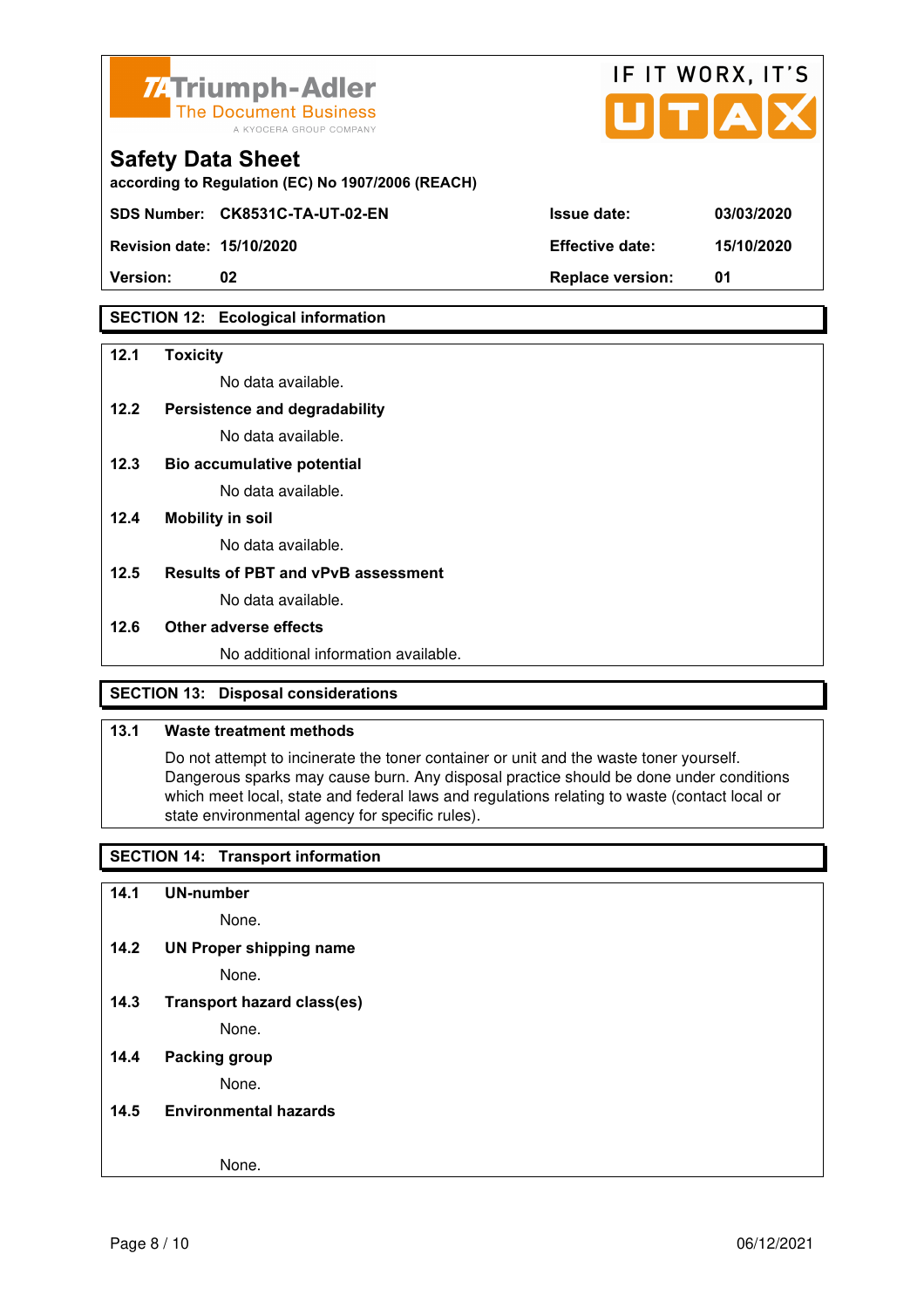## SECTION 12: Ecological information

**12.1 Toxicity**

No data available.

**12.2 Persistence and degradability**

No data available.

**12.3 Bio accumulative potential**

No data available.

**12.4 Mobility in soil**

No data available.

**12.5 Results of PBT and vPvB assessment**

No data available.

**12.6 Other adverse effects**

No additional information available.

## SECTION 13: Disposal considerations

**13.1 Waste treatment methods**

Do not attempt to incinerate the toner container or unit and the waste toner yourself. Dangerous sparks may cause burn. Any disposal practice should be done under conditions which meet local, state and federal laws and regulations relating to waste (contact local or state environmental agency for specific rules).

## SECTION 14: Transport information

**14.1 UN-number**

None.

**14.2 UN Proper shipping name**

None.

**14.3 Transport hazard class(es)**

None.

**14.4 Packing group**

None.

**14.5 Environmental hazards**

None.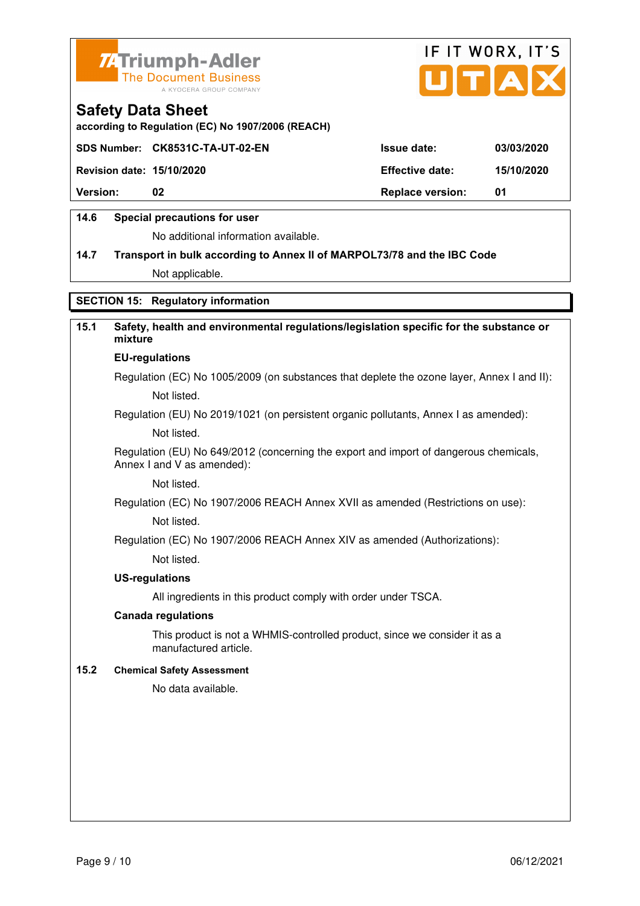# Safety Data Sheet

according to Regulation (EC) No 1907/2006 (REACH)

| SDS Number: | CK8531C-TA-UT-02-EN | Issue date: | 03/03/2020 |
|---|---|---|---|
| Revision date: | 15/10/2020 | Effective date: | 15/10/2020 |
| Version: | 02 | Replace version: | 01 |

**14.6 Special precautions for user**

No additional information available.

**14.7 Transport in bulk according to Annex II of MARPOL73/78 and the IBC Code**

Not applicable.

## SECTION 15: Regulatory information

**15.1 Safety, health and environmental regulations/legislation specific for the substance or mixture**

**EU-regulations**

Regulation (EC) No 1005/2009 (on substances that deplete the ozone layer, Annex I and II):

Not listed.

Regulation (EU) No 2019/1021 (on persistent organic pollutants, Annex I as amended):

Not listed.

Regulation (EU) No 649/2012 (concerning the export and import of dangerous chemicals, Annex I and V as amended):

Not listed.

Regulation (EC) No 1907/2006 REACH Annex XVII as amended (Restrictions on use):

Not listed.

Regulation (EC) No 1907/2006 REACH Annex XIV as amended (Authorizations):

Not listed.

**US-regulations**

All ingredients in this product comply with order under TSCA.

**Canada regulations**

This product is not a WHMIS-controlled product, since we consider it as a manufactured article.

**15.2 Chemical Safety Assessment**

No data available.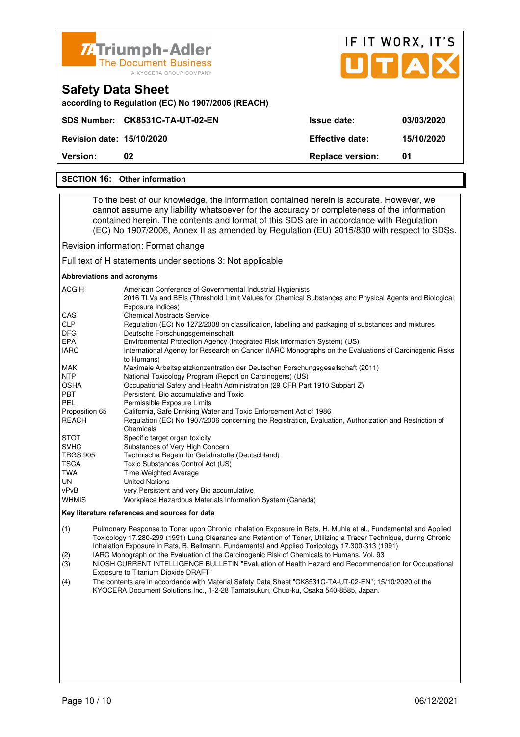## Safety Data Sheet

according to Regulation (EC) No 1907/2006 (REACH)

| SDS Number: | CK8531C-TA-UT-02-EN | Issue date: | 03/03/2020 |
|---|---|---|---|
| Revision date: | 15/10/2020 | Effective date: | 15/10/2020 |
| Version: | 02 | Replace version: | 01 |

## SECTION 16: Other information

To the best of our knowledge, the information contained herein is accurate. However, we cannot assume any liability whatsoever for the accuracy or completeness of the information contained herein. The contents and format of this SDS are in accordance with Regulation (EC) No 1907/2006, Annex II as amended by Regulation (EU) 2015/830 with respect to SDSs.

Revision information: Format change

Full text of H statements under sections 3: Not applicable

**Abbreviations and acronyms**

| | |
|---|---|
| ACGIH | American Conference of Governmental Industrial Hygienists 2016 TLVs and BEIs (Threshold Limit Values for Chemical Substances and Physical Agents and Biological Exposure Indices) |
| CAS | Chemical Abstracts Service |
| CLP | Regulation (EC) No 1272/2008 on classification, labelling and packaging of substances and mixtures |
| DFG | Deutsche Forschungsgemeinschaft |
| EPA | Environmental Protection Agency (Integrated Risk Information System) (US) |
| IARC | International Agency for Research on Cancer (IARC Monographs on the Evaluations of Carcinogenic Risks to Humans) |
| MAK | Maximale Arbeitsplatzkonzentration der Deutschen Forschungsgesellschaft (2011) |
| NTP | National Toxicology Program (Report on Carcinogens) (US) |
| OSHA | Occupational Safety and Health Administration (29 CFR Part 1910 Subpart Z) |
| PBT | Persistent, Bio accumulative and Toxic |
| PEL | Permissible Exposure Limits |
| Proposition 65 | California, Safe Drinking Water and Toxic Enforcement Act of 1986 |
| REACH | Regulation (EC) No 1907/2006 concerning the Registration, Evaluation, Authorization and Restriction of Chemicals |
| STOT | Specific target organ toxicity |
| SVHC | Substances of Very High Concern |
| TRGS 905 | Technische Regeln für Gefahrstoffe (Deutschland) |
| TSCA | Toxic Substances Control Act (US) |
| TWA | Time Weighted Average |
| UN | United Nations |
| vPvB | very Persistent and very Bio accumulative |
| WHMIS | Workplace Hazardous Materials Information System (Canada) |

**Key literature references and sources for data**

(1) Pulmonary Response to Toner upon Chronic Inhalation Exposure in Rats, H. Muhle et al., Fundamental and Applied Toxicology 17.280-299 (1991) Lung Clearance and Retention of Toner, Utilizing a Tracer Technique, during Chronic Inhalation Exposure in Rats, B. Bellmann, Fundamental and Applied Toxicology 17.300-313 (1991)

(2) IARC Monograph on the Evaluation of the Carcinogenic Risk of Chemicals to Humans, Vol. 93

(3) NIOSH CURRENT INTELLIGENCE BULLETIN "Evaluation of Health Hazard and Recommendation for Occupational Exposure to Titanium Dioxide DRAFT"

(4) The contents are in accordance with Material Safety Data Sheet "CK8531C-TA-UT-02-EN"; 15/10/2020 of the KYOCERA Document Solutions Inc., 1-2-28 Tamatsukuri, Chuo-ku, Osaka 540-8585, Japan.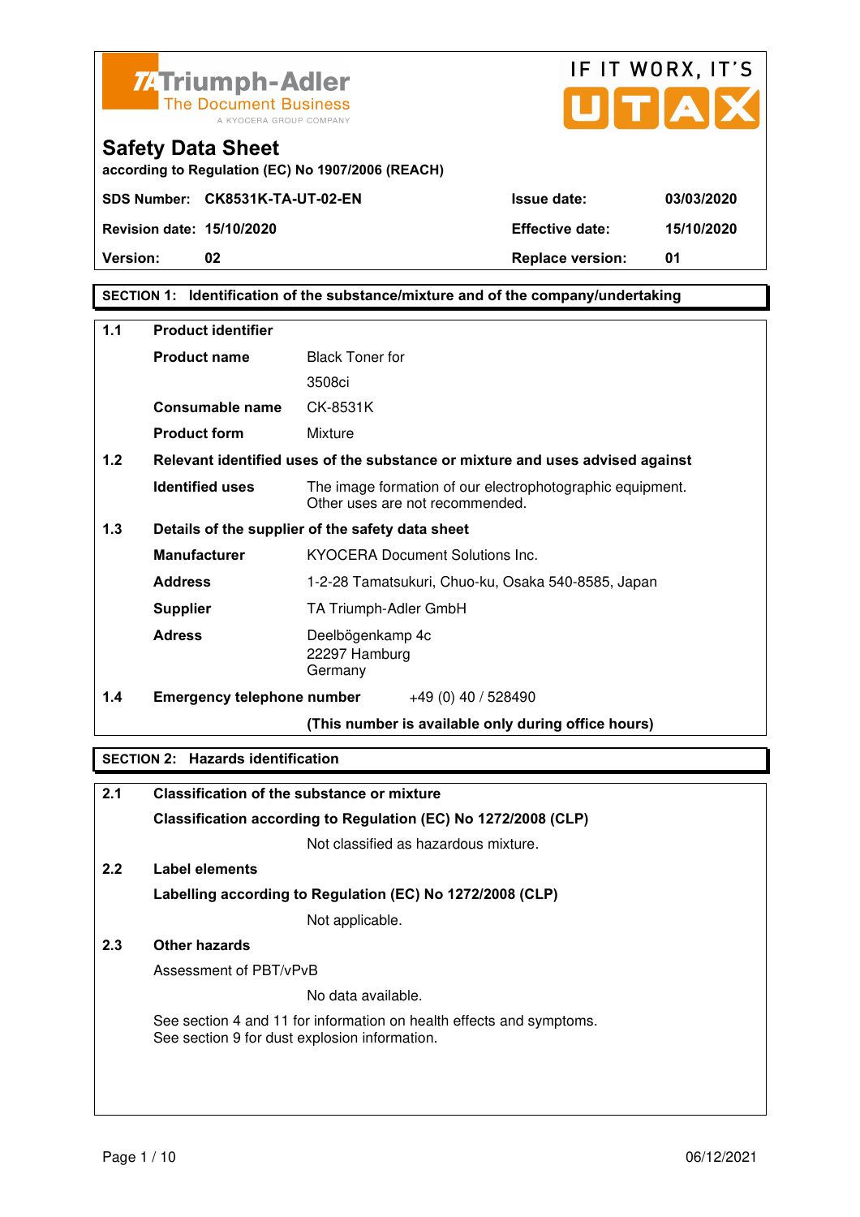Triumph-Adler
The Document Business
A KYOCERA GROUP COMPANY

IF IT WORX, IT'S UTAX

# Safety Data Sheet

according to Regulation (EC) No 1907/2006 (REACH)

| **SDS Number:** | **CK8531K-TA-UT-02-EN** | **Issue date:** | **03/03/2020** |
|---|---|---|---|
| **Revision date:** | **15/10/2020** | **Effective date:** | **15/10/2020** |
| **Version:** | **02** | **Replace version:** | **01** |

## SECTION 1: Identification of the substance/mixture and of the company/undertaking

**1.1 Product identifier**

| | |
|---|---|
| **Product name** | Black Toner for 3508ci |
| **Consumable name** | CK-8531K |
| **Product form** | Mixture |

**1.2 Relevant identified uses of the substance or mixture and uses advised against**

| | |
|---|---|
| **Identified uses** | The image formation of our electrophotographic equipment. Other uses are not recommended. |

**1.3 Details of the supplier of the safety data sheet**

| | |
|---|---|
| **Manufacturer** | KYOCERA Document Solutions Inc. |
| **Address** | 1-2-28 Tamatsukuri, Chuo-ku, Osaka 540-8585, Japan |
| **Supplier** | TA Triumph-Adler GmbH |
| **Adress** | Deelbögenkamp 4c<br>22297 Hamburg<br>Germany |

**1.4 Emergency telephone number** +49 (0) 40 / 528490

**(This number is available only during office hours)**

## SECTION 2: Hazards identification

**2.1 Classification of the substance or mixture**

**Classification according to Regulation (EC) No 1272/2008 (CLP)**

Not classified as hazardous mixture.

**2.2 Label elements**

**Labelling according to Regulation (EC) No 1272/2008 (CLP)**

Not applicable.

**2.3 Other hazards**

Assessment of PBT/vPvB

No data available.

See section 4 and 11 for information on health effects and symptoms.
See section 9 for dust explosion information.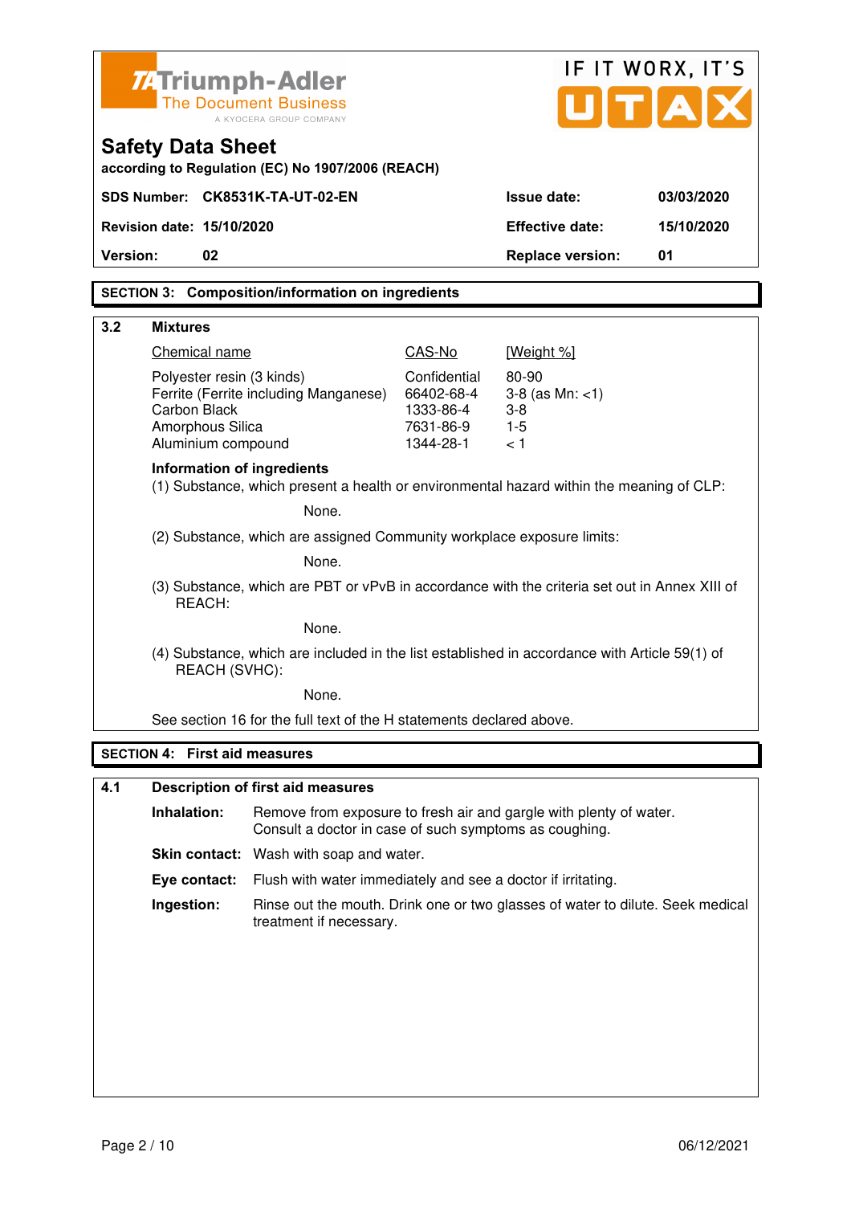Triumph-Adler
The Document Business
A KYOCERA GROUP COMPANY

IF IT WORX, IT'S UTAX

# Safety Data Sheet

**according to Regulation (EC) No 1907/2006 (REACH)**

| | | | |
|---|---|---|---|
| **SDS Number:** | **CK8531K-TA-UT-02-EN** | **Issue date:** | **03/03/2020** |
| **Revision date:** | **15/10/2020** | **Effective date:** | **15/10/2020** |
| **Version:** | **02** | **Replace version:** | **01** |

## SECTION 3: Composition/information on ingredients

### 3.2 Mixtures

| Chemical name | CAS-No | [Weight %] |
|---|---|---|
| Polyester resin (3 kinds) | Confidential | 80-90 |
| Ferrite (Ferrite including Manganese) | 66402-68-4 | 3-8 (as Mn: <1) |
| Carbon Black | 1333-86-4 | 3-8 |
| Amorphous Silica | 7631-86-9 | 1-5 |
| Aluminium compound | 1344-28-1 | < 1 |

**Information of ingredients**

(1) Substance, which present a health or environmental hazard within the meaning of CLP:

None.

(2) Substance, which are assigned Community workplace exposure limits:

None.

(3) Substance, which are PBT or vPvB in accordance with the criteria set out in Annex XIII of REACH:

None.

(4) Substance, which are included in the list established in accordance with Article 59(1) of REACH (SVHC):

None.

See section 16 for the full text of the H statements declared above.

## SECTION 4: First aid measures

### 4.1 Description of first aid measures

**Inhalation:** Remove from exposure to fresh air and gargle with plenty of water. Consult a doctor in case of such symptoms as coughing.

**Skin contact:** Wash with soap and water.

**Eye contact:** Flush with water immediately and see a doctor if irritating.

**Ingestion:** Rinse out the mouth. Drink one or two glasses of water to dilute. Seek medical treatment if necessary.

06/12/2021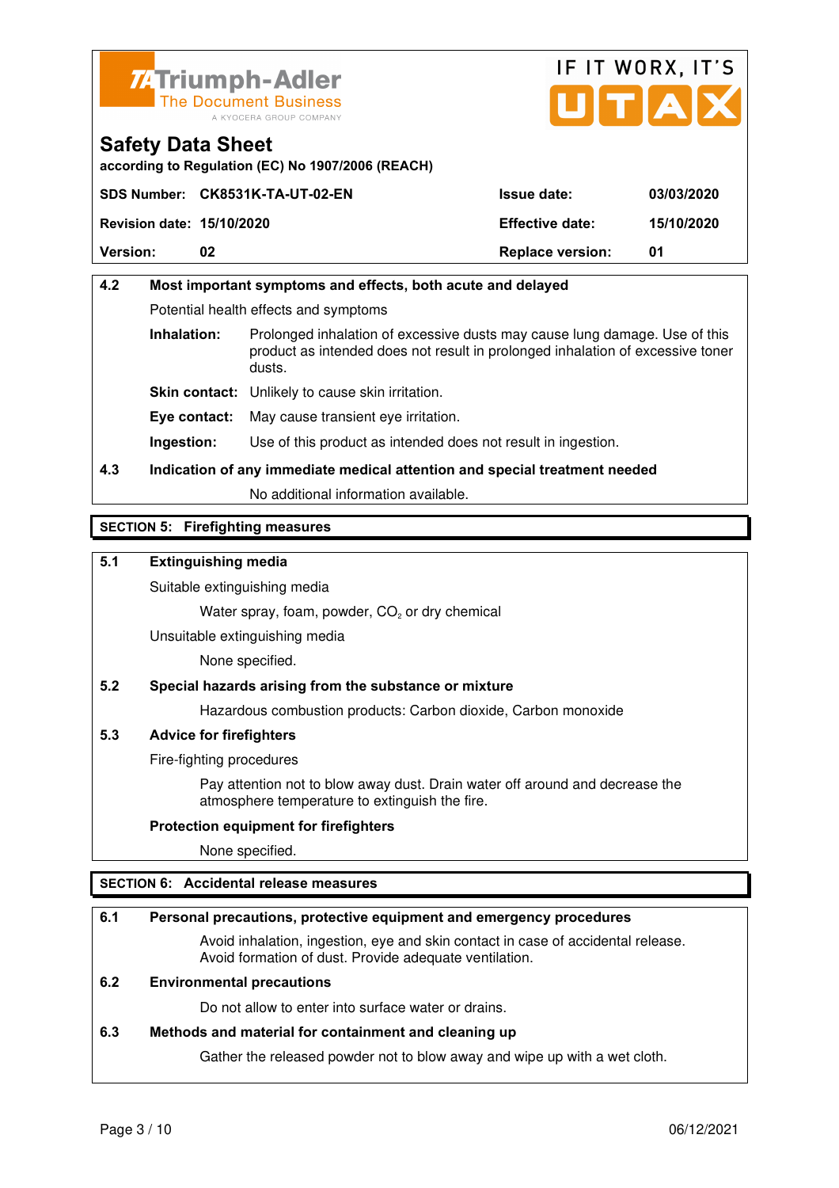## Safety Data Sheet

according to Regulation (EC) No 1907/2006 (REACH)

| | | | |
|---|---|---|---|
| **SDS Number:** | **CK8531K-TA-UT-02-EN** | **Issue date:** | **03/03/2020** |
| **Revision date:** | **15/10/2020** | **Effective date:** | **15/10/2020** |
| **Version:** | **02** | **Replace version:** | **01** |

**4.2 Most important symptoms and effects, both acute and delayed**

Potential health effects and symptoms

**Inhalation:** Prolonged inhalation of excessive dusts may cause lung damage. Use of this product as intended does not result in prolonged inhalation of excessive toner dusts.

**Skin contact:** Unlikely to cause skin irritation.

**Eye contact:** May cause transient eye irritation.

**Ingestion:** Use of this product as intended does not result in ingestion.

**4.3 Indication of any immediate medical attention and special treatment needed**

No additional information available.

## SECTION 5: Firefighting measures

**5.1 Extinguishing media**

Suitable extinguishing media

Water spray, foam, powder, $CO_2$ or dry chemical

Unsuitable extinguishing media

None specified.

**5.2 Special hazards arising from the substance or mixture**

Hazardous combustion products: Carbon dioxide, Carbon monoxide

**5.3 Advice for firefighters**

Fire-fighting procedures

Pay attention not to blow away dust. Drain water off around and decrease the atmosphere temperature to extinguish the fire.

**Protection equipment for firefighters**

None specified.

## SECTION 6: Accidental release measures

**6.1 Personal precautions, protective equipment and emergency procedures**

Avoid inhalation, ingestion, eye and skin contact in case of accidental release. Avoid formation of dust. Provide adequate ventilation.

**6.2 Environmental precautions**

Do not allow to enter into surface water or drains.

**6.3 Methods and material for containment and cleaning up**

Gather the released powder not to blow away and wipe up with a wet cloth.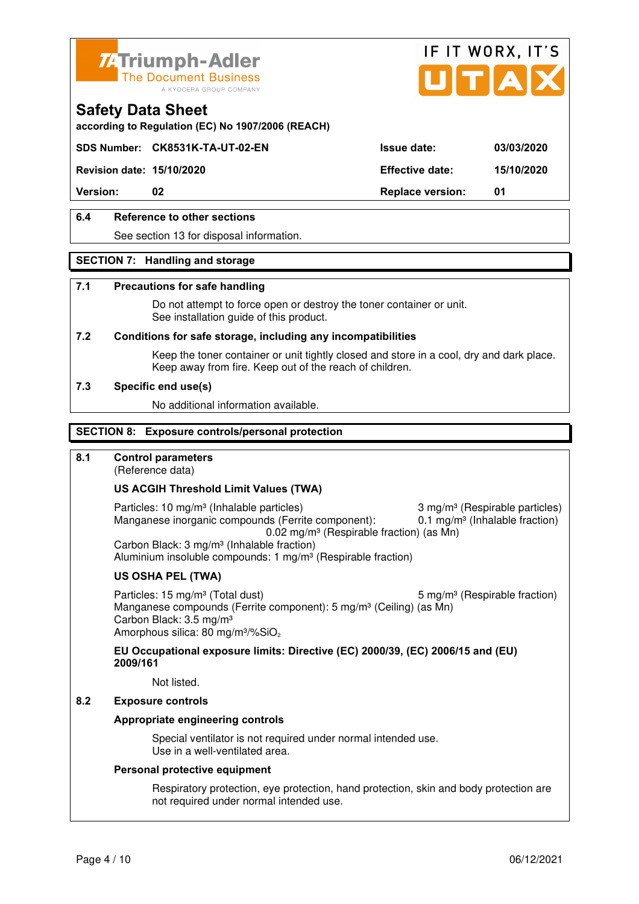| SDS Number: | CK8531K-TA-UT-02-EN | Issue date: | 03/03/2020 |
|---|---|---|---|
| Revision date: | 15/10/2020 | Effective date: | 15/10/2020 |
| Version: | 02 | Replace version: | 01 |

### 6.4 Reference to other sections

See section 13 for disposal information.

## SECTION 7: Handling and storage

### 7.1 Precautions for safe handling

Do not attempt to force open or destroy the toner container or unit.
See installation guide of this product.

### 7.2 Conditions for safe storage, including any incompatibilities

Keep the toner container or unit tightly closed and store in a cool, dry and dark place.
Keep away from fire. Keep out of the reach of children.

### 7.3 Specific end use(s)

No additional information available.

## SECTION 8: Exposure controls/personal protection

### 8.1 Control parameters

(Reference data)

**US ACGIH Threshold Limit Values (TWA)**

Particles: 10 mg/m³ (Inhalable particles) 3 mg/m³ (Respirable particles)
Manganese inorganic compounds (Ferrite component): 0.1 mg/m³ (Inhalable fraction)
0.02 mg/m³ (Respirable fraction) (as Mn)
Carbon Black: 3 mg/m³ (Inhalable fraction)
Aluminium insoluble compounds: 1 mg/m³ (Respirable fraction)

**US OSHA PEL (TWA)**

Particles: 15 mg/m³ (Total dust) 5 mg/m³ (Respirable fraction)
Manganese compounds (Ferrite component): 5 mg/m³ (Ceiling) (as Mn)
Carbon Black: 3.5 mg/m³
Amorphous silica: 80 mg/m³/%$SiO_2$

**EU Occupational exposure limits: Directive (EC) 2000/39, (EC) 2006/15 and (EU) 2009/161**

Not listed.

### 8.2 Exposure controls

**Appropriate engineering controls**

Special ventilator is not required under normal intended use.
Use in a well-ventilated area.

**Personal protective equipment**

Respiratory protection, eye protection, hand protection, skin and body protection are not required under normal intended use.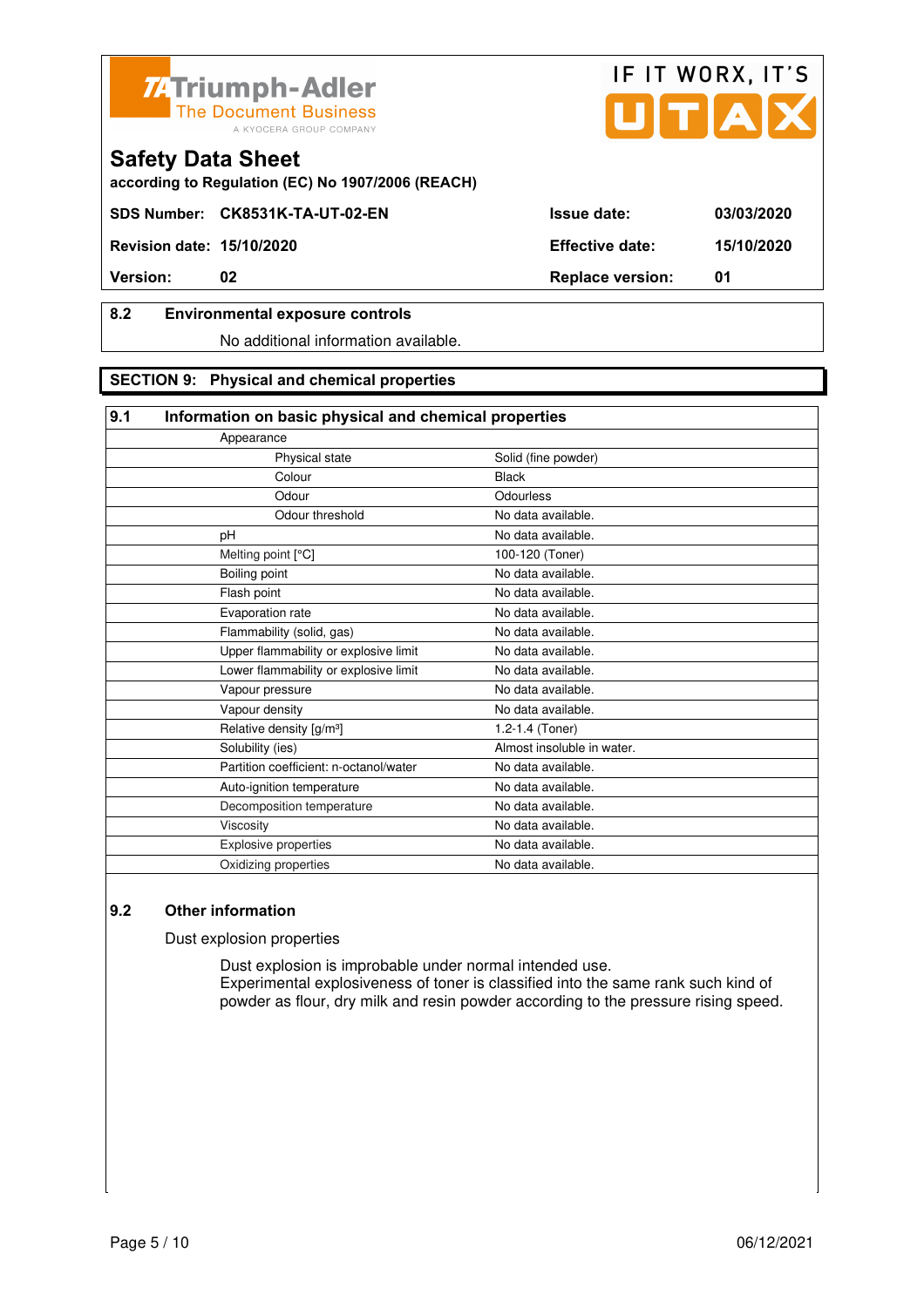# Safety Data Sheet

according to Regulation (EC) No 1907/2006 (REACH)

| SDS Number: | CK8531K-TA-UT-02-EN | Issue date: | 03/03/2020 |
|---|---|---|---|
| Revision date: | 15/10/2020 | Effective date: | 15/10/2020 |
| Version: | 02 | Replace version: | 01 |

### 8.2 Environmental exposure controls

No additional information available.

## SECTION 9: Physical and chemical properties

### 9.1 Information on basic physical and chemical properties

| Property | Value |
|---|---|
| Appearance | |
| Physical state | Solid (fine powder) |
| Colour | Black |
| Odour | Odourless |
| Odour threshold | No data available. |
| pH | No data available. |
| Melting point [°C] | 100-120 (Toner) |
| Boiling point | No data available. |
| Flash point | No data available. |
| Evaporation rate | No data available. |
| Flammability (solid, gas) | No data available. |
| Upper flammability or explosive limit | No data available. |
| Lower flammability or explosive limit | No data available. |
| Vapour pressure | No data available. |
| Vapour density | No data available. |
| Relative density [g/m³] | 1.2-1.4 (Toner) |
| Solubility (ies) | Almost insoluble in water. |
| Partition coefficient: n-octanol/water | No data available. |
| Auto-ignition temperature | No data available. |
| Decomposition temperature | No data available. |
| Viscosity | No data available. |
| Explosive properties | No data available. |
| Oxidizing properties | No data available. |

### 9.2 Other information

Dust explosion properties

Dust explosion is improbable under normal intended use.
Experimental explosiveness of toner is classified into the same rank such kind of powder as flour, dry milk and resin powder according to the pressure rising speed.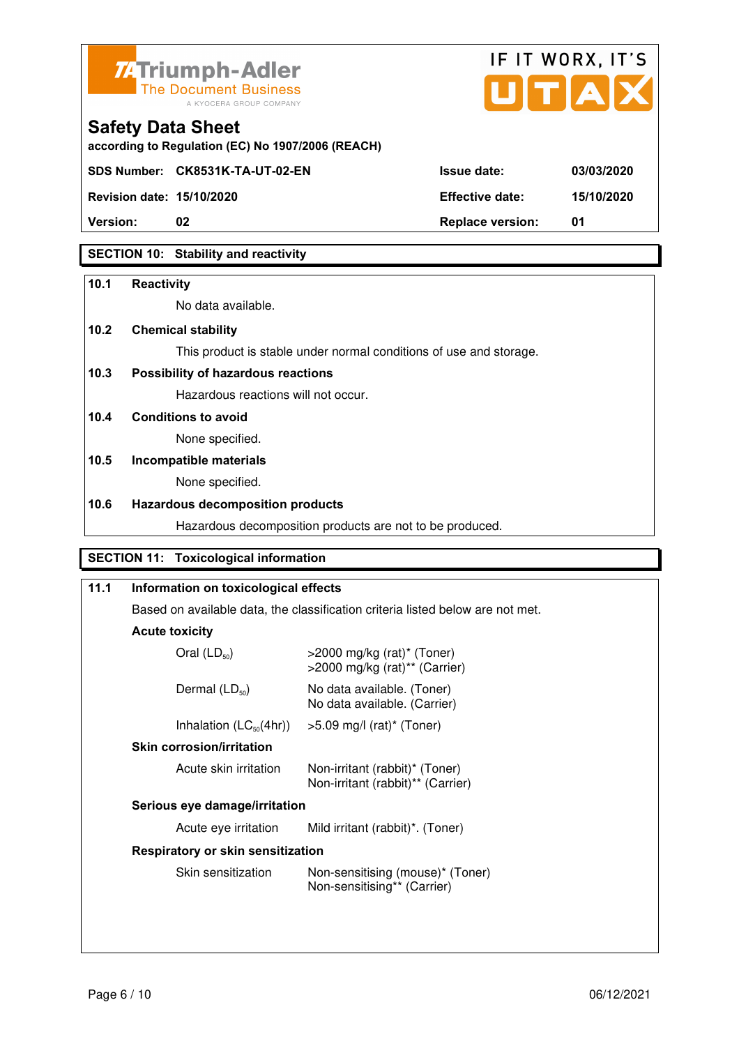## SECTION 10: Stability and reactivity

**10.1 Reactivity**

No data available.

**10.2 Chemical stability**

This product is stable under normal conditions of use and storage.

**10.3 Possibility of hazardous reactions**

Hazardous reactions will not occur.

**10.4 Conditions to avoid**

None specified.

**10.5 Incompatible materials**

None specified.

**10.6 Hazardous decomposition products**

Hazardous decomposition products are not to be produced.

## SECTION 11: Toxicological information

**11.1 Information on toxicological effects**

Based on available data, the classification criteria listed below are not met.

**Acute toxicity**

| | |
|---|---|
| Oral ($LD_{50}$) | >2000 mg/kg (rat)* (Toner)<br>>2000 mg/kg (rat)** (Carrier) |
| Dermal ($LD_{50}$) | No data available. (Toner)<br>No data available. (Carrier) |
| Inhalation ($LC_{50}$(4hr)) | >5.09 mg/l (rat)* (Toner) |

**Skin corrosion/irritation**

| | |
|---|---|
| Acute skin irritation | Non-irritant (rabbit)* (Toner)<br>Non-irritant (rabbit)** (Carrier) |

**Serious eye damage/irritation**

| | |
|---|---|
| Acute eye irritation | Mild irritant (rabbit)*. (Toner) |

**Respiratory or skin sensitization**

| | |
|---|---|
| Skin sensitization | Non-sensitising (mouse)* (Toner)<br>Non-sensitising** (Carrier) |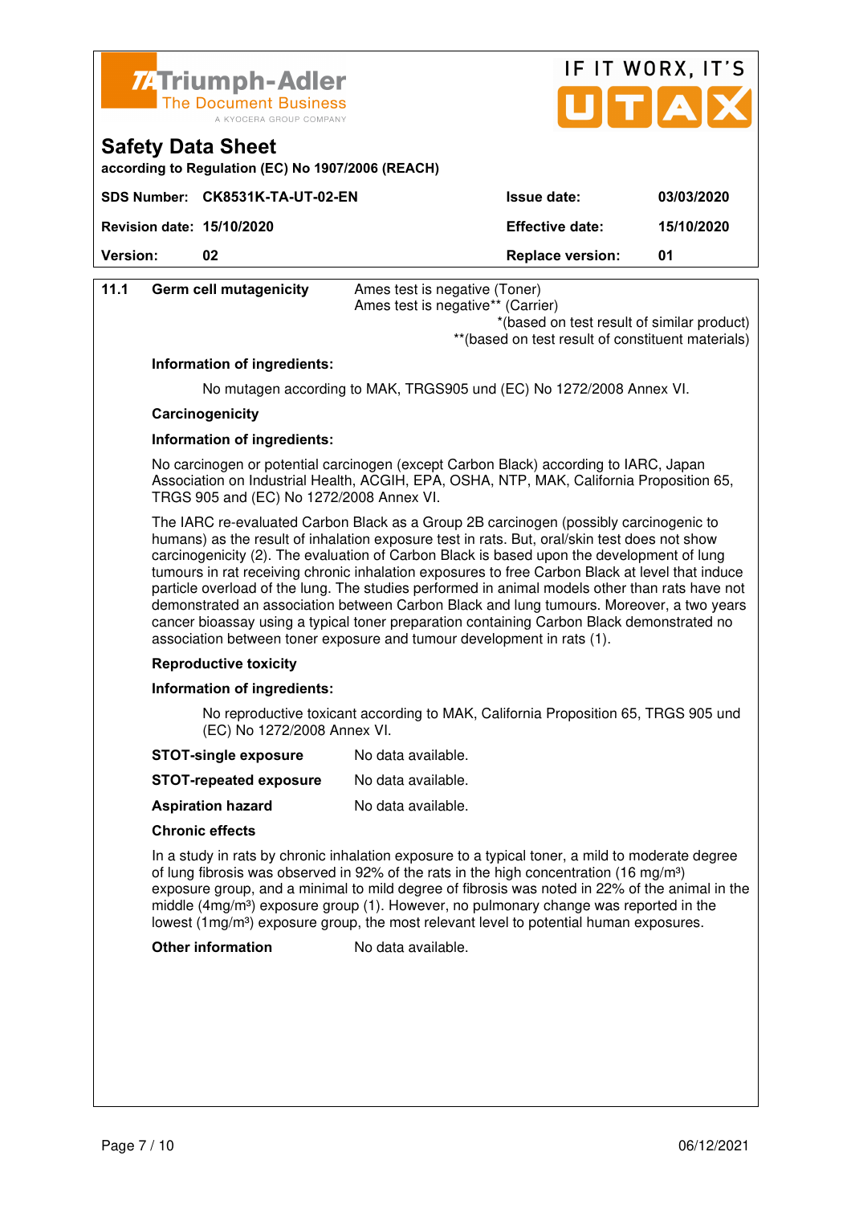Triumph-Adler
The Document Business
A KYOCERA GROUP COMPANY

IF IT WORX, IT'S UTAX

# Safety Data Sheet

**according to Regulation (EC) No 1907/2006 (REACH)**

| **SDS Number:** | **CK8531K-TA-UT-02-EN** | **Issue date:** | **03/03/2020** |
|---|---|---|---|
| **Revision date:** | **15/10/2020** | **Effective date:** | **15/10/2020** |
| **Version:** | **02** | **Replace version:** | **01** |

**11.1 Germ cell mutagenicity**

Ames test is negative (Toner)
Ames test is negative** (Carrier)
*(based on test result of similar product)
**(based on test result of constituent materials)

**Information of ingredients:**

No mutagen according to MAK, TRGS905 und (EC) No 1272/2008 Annex VI.

**Carcinogenicity**

**Information of ingredients:**

No carcinogen or potential carcinogen (except Carbon Black) according to IARC, Japan Association on Industrial Health, ACGIH, EPA, OSHA, NTP, MAK, California Proposition 65, TRGS 905 and (EC) No 1272/2008 Annex VI.

The IARC re-evaluated Carbon Black as a Group 2B carcinogen (possibly carcinogenic to humans) as the result of inhalation exposure test in rats. But, oral/skin test does not show carcinogenicity (2). The evaluation of Carbon Black is based upon the development of lung tumours in rat receiving chronic inhalation exposures to free Carbon Black at level that induce particle overload of the lung. The studies performed in animal models other than rats have not demonstrated an association between Carbon Black and lung tumours. Moreover, a two years cancer bioassay using a typical toner preparation containing Carbon Black demonstrated no association between toner exposure and tumour development in rats (1).

**Reproductive toxicity**

**Information of ingredients:**

No reproductive toxicant according to MAK, California Proposition 65, TRGS 905 und (EC) No 1272/2008 Annex VI.

**STOT-single exposure** No data available.

**STOT-repeated exposure** No data available.

**Aspiration hazard** No data available.

**Chronic effects**

In a study in rats by chronic inhalation exposure to a typical toner, a mild to moderate degree of lung fibrosis was observed in 92% of the rats in the high concentration (16 mg/m³) exposure group, and a minimal to mild degree of fibrosis was noted in 22% of the animal in the middle (4mg/m³) exposure group (1). However, no pulmonary change was reported in the lowest (1mg/m³) exposure group, the most relevant level to potential human exposures.

**Other information** No data available.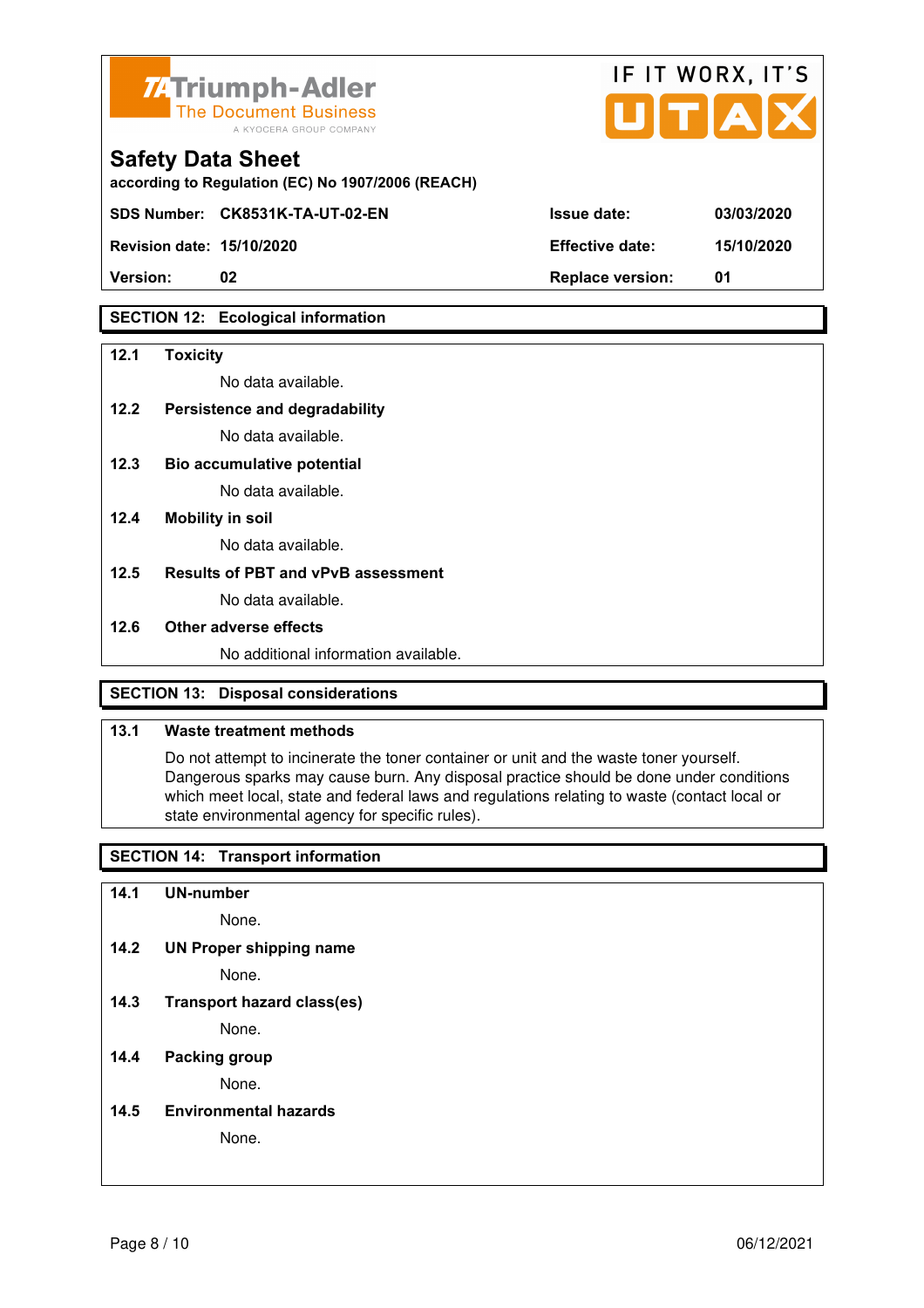Triumph-Adler
The Document Business
A KYOCERA GROUP COMPANY

IF IT WORX, IT'S UTAX

# Safety Data Sheet

according to Regulation (EC) No 1907/2006 (REACH)

| | | | |
|---|---|---|---|
| **SDS Number:** | **CK8531K-TA-UT-02-EN** | **Issue date:** | **03/03/2020** |
| **Revision date:** | **15/10/2020** | **Effective date:** | **15/10/2020** |
| **Version:** | **02** | **Replace version:** | **01** |

## SECTION 12: Ecological information

**12.1 Toxicity**

No data available.

**12.2 Persistence and degradability**

No data available.

**12.3 Bio accumulative potential**

No data available.

**12.4 Mobility in soil**

No data available.

**12.5 Results of PBT and vPvB assessment**

No data available.

**12.6 Other adverse effects**

No additional information available.

## SECTION 13: Disposal considerations

**13.1 Waste treatment methods**

Do not attempt to incinerate the toner container or unit and the waste toner yourself. Dangerous sparks may cause burn. Any disposal practice should be done under conditions which meet local, state and federal laws and regulations relating to waste (contact local or state environmental agency for specific rules).

## SECTION 14: Transport information

**14.1 UN-number**

None.

**14.2 UN Proper shipping name**

None.

**14.3 Transport hazard class(es)**

None.

**14.4 Packing group**

None.

**14.5 Environmental hazards**

None.

06/12/2021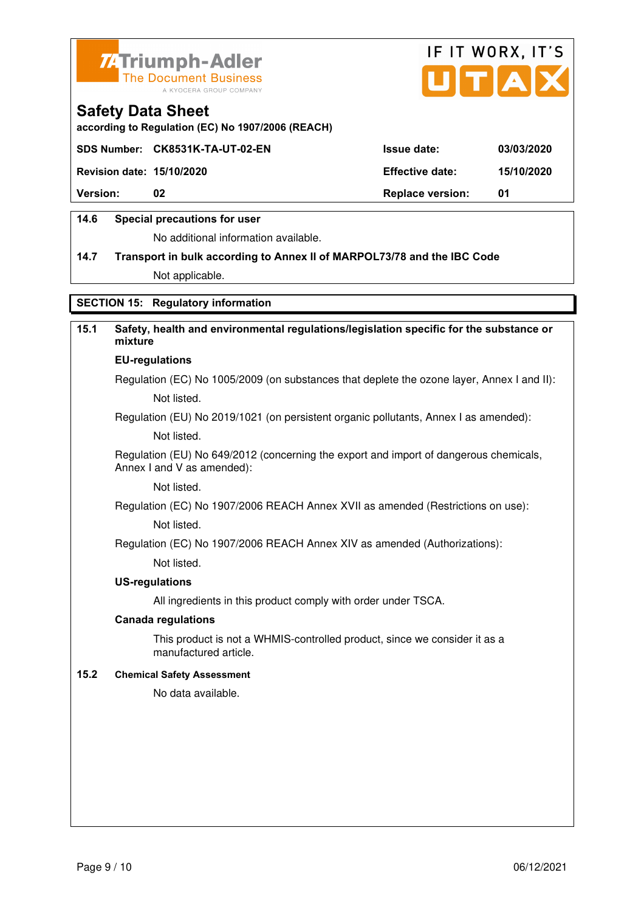**Safety Data Sheet**

according to Regulation (EC) No 1907/2006 (REACH)

| SDS Number: | CK8531K-TA-UT-02-EN | Issue date: | 03/03/2020 |
|---|---|---|---|
| Revision date: | 15/10/2020 | Effective date: | 15/10/2020 |
| Version: | 02 | Replace version: | 01 |

**14.6 Special precautions for user**

No additional information available.

**14.7 Transport in bulk according to Annex II of MARPOL73/78 and the IBC Code**

Not applicable.

## SECTION 15: Regulatory information

**15.1 Safety, health and environmental regulations/legislation specific for the substance or mixture**

**EU-regulations**

Regulation (EC) No 1005/2009 (on substances that deplete the ozone layer, Annex I and II):

Not listed.

Regulation (EU) No 2019/1021 (on persistent organic pollutants, Annex I as amended):

Not listed.

Regulation (EU) No 649/2012 (concerning the export and import of dangerous chemicals, Annex I and V as amended):

Not listed.

Regulation (EC) No 1907/2006 REACH Annex XVII as amended (Restrictions on use):

Not listed.

Regulation (EC) No 1907/2006 REACH Annex XIV as amended (Authorizations):

Not listed.

**US-regulations**

All ingredients in this product comply with order under TSCA.

**Canada regulations**

This product is not a WHMIS-controlled product, since we consider it as a manufactured article.

**15.2 Chemical Safety Assessment**

No data available.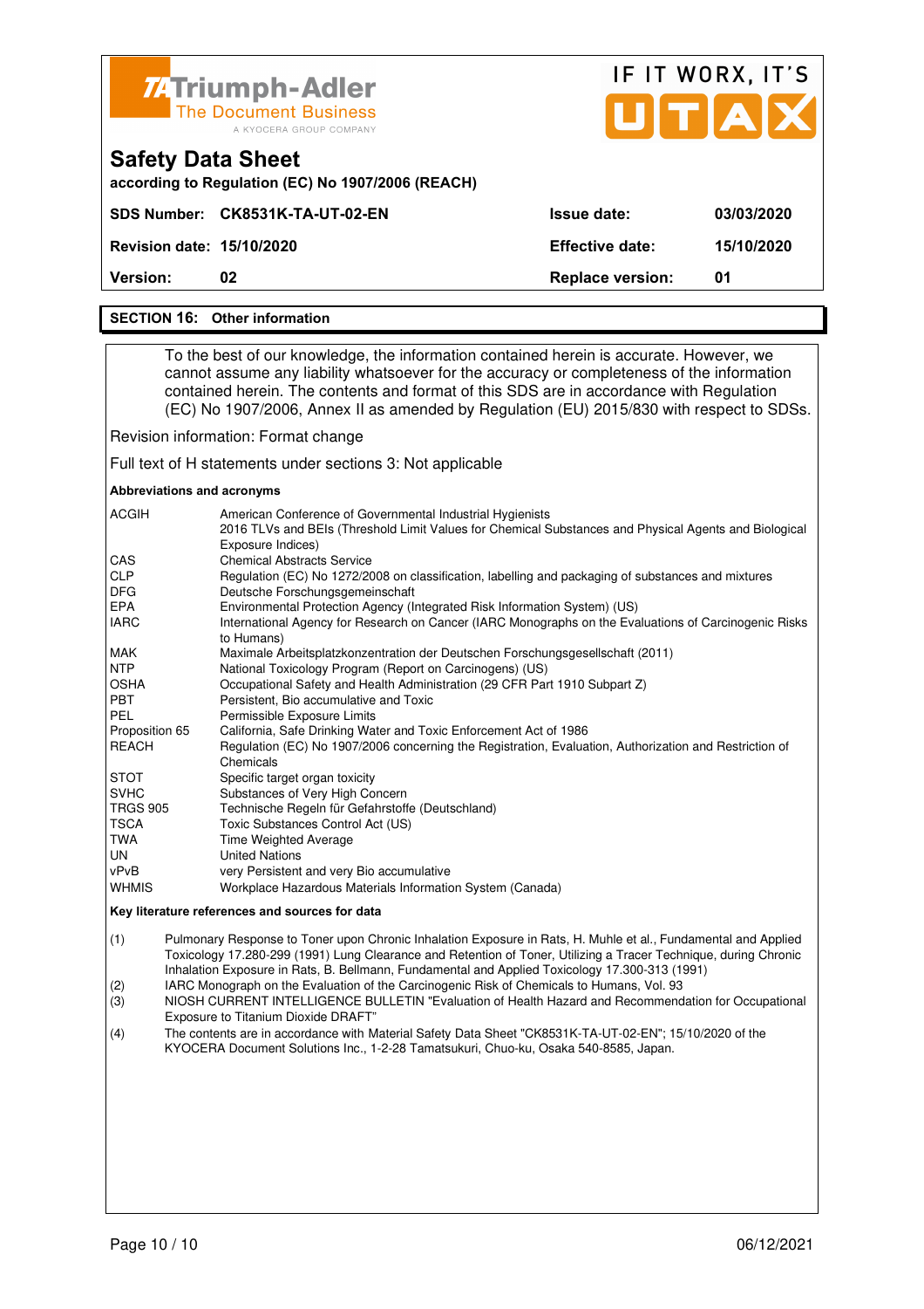## SECTION 16: Other information

To the best of our knowledge, the information contained herein is accurate. However, we cannot assume any liability whatsoever for the accuracy or completeness of the information contained herein. The contents and format of this SDS are in accordance with Regulation (EC) No 1907/2006, Annex II as amended by Regulation (EU) 2015/830 with respect to SDSs.

Revision information: Format change

Full text of H statements under sections 3: Not applicable

**Abbreviations and acronyms**

| | |
|---|---|
| ACGIH | American Conference of Governmental Industrial Hygienists<br>2016 TLVs and BEIs (Threshold Limit Values for Chemical Substances and Physical Agents and Biological Exposure Indices) |
| CAS | Chemical Abstracts Service |
| CLP | Regulation (EC) No 1272/2008 on classification, labelling and packaging of substances and mixtures |
| DFG | Deutsche Forschungsgemeinschaft |
| EPA | Environmental Protection Agency (Integrated Risk Information System) (US) |
| IARC | International Agency for Research on Cancer (IARC Monographs on the Evaluations of Carcinogenic Risks to Humans) |
| MAK | Maximale Arbeitsplatzkonzentration der Deutschen Forschungsgesellschaft (2011) |
| NTP | National Toxicology Program (Report on Carcinogens) (US) |
| OSHA | Occupational Safety and Health Administration (29 CFR Part 1910 Subpart Z) |
| PBT | Persistent, Bio accumulative and Toxic |
| PEL | Permissible Exposure Limits |
| Proposition 65 | California, Safe Drinking Water and Toxic Enforcement Act of 1986 |
| REACH | Regulation (EC) No 1907/2006 concerning the Registration, Evaluation, Authorization and Restriction of Chemicals |
| STOT | Specific target organ toxicity |
| SVHC | Substances of Very High Concern |
| TRGS 905 | Technische Regeln für Gefahrstoffe (Deutschland) |
| TSCA | Toxic Substances Control Act (US) |
| TWA | Time Weighted Average |
| UN | United Nations |
| vPvB | very Persistent and very Bio accumulative |
| WHMIS | Workplace Hazardous Materials Information System (Canada) |

**Key literature references and sources for data**

(1) Pulmonary Response to Toner upon Chronic Inhalation Exposure in Rats, H. Muhle et al., Fundamental and Applied Toxicology 17.280-299 (1991) Lung Clearance and Retention of Toner, Utilizing a Tracer Technique, during Chronic Inhalation Exposure in Rats, B. Bellmann, Fundamental and Applied Toxicology 17.300-313 (1991)

(2) IARC Monograph on the Evaluation of the Carcinogenic Risk of Chemicals to Humans, Vol. 93

(3) NIOSH CURRENT INTELLIGENCE BULLETIN "Evaluation of Health Hazard and Recommendation for Occupational Exposure to Titanium Dioxide DRAFT"

(4) The contents are in accordance with Material Safety Data Sheet "CK8531K-TA-UT-02-EN"; 15/10/2020 of the KYOCERA Document Solutions Inc., 1-2-28 Tamatsukuri, Chuo-ku, Osaka 540-8585, Japan.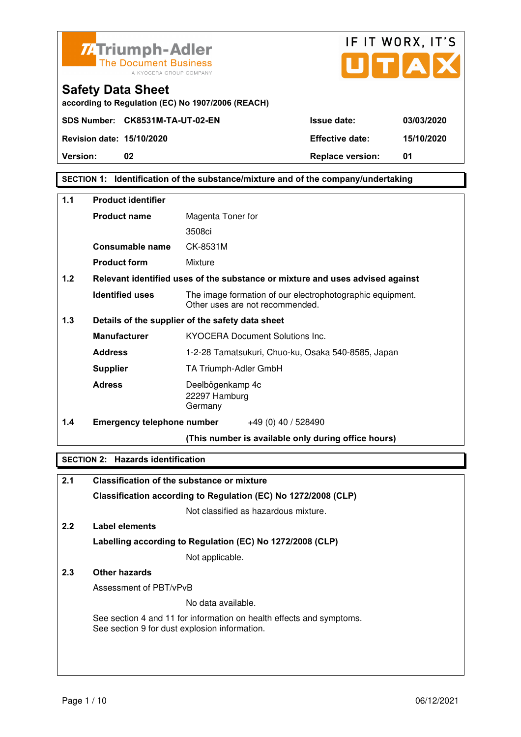TA Triumph-Adler
The Document Business
A KYOCERA GROUP COMPANY

IF IT WORX, IT'S UTAX

# Safety Data Sheet

**according to Regulation (EC) No 1907/2006 (REACH)**

| | | | |
|---|---|---|---|
| **SDS Number:** | **CK8531M-TA-UT-02-EN** | **Issue date:** | **03/03/2020** |
| **Revision date:** | **15/10/2020** | **Effective date:** | **15/10/2020** |
| **Version:** | **02** | **Replace version:** | **01** |

## SECTION 1: Identification of the substance/mixture and of the company/undertaking

**1.1 Product identifier**

| | |
|---|---|
| **Product name** | Magenta Toner for 3508ci |
| **Consumable name** | CK-8531M |
| **Product form** | Mixture |

**1.2 Relevant identified uses of the substance or mixture and uses advised against**

| | |
|---|---|
| **Identified uses** | The image formation of our electrophotographic equipment. Other uses are not recommended. |

**1.3 Details of the supplier of the safety data sheet**

| | |
|---|---|
| **Manufacturer** | KYOCERA Document Solutions Inc. |
| **Address** | 1-2-28 Tamatsukuri, Chuo-ku, Osaka 540-8585, Japan |
| **Supplier** | TA Triumph-Adler GmbH |
| **Adress** | Deelbögenkamp 4c<br>22297 Hamburg<br>Germany |

**1.4 Emergency telephone number** +49 (0) 40 / 528490

**(This number is available only during office hours)**

## SECTION 2: Hazards identification

**2.1 Classification of the substance or mixture**

**Classification according to Regulation (EC) No 1272/2008 (CLP)**

Not classified as hazardous mixture.

**2.2 Label elements**

**Labelling according to Regulation (EC) No 1272/2008 (CLP)**

Not applicable.

**2.3 Other hazards**

Assessment of PBT/vPvB

No data available.

See section 4 and 11 for information on health effects and symptoms.
See section 9 for dust explosion information.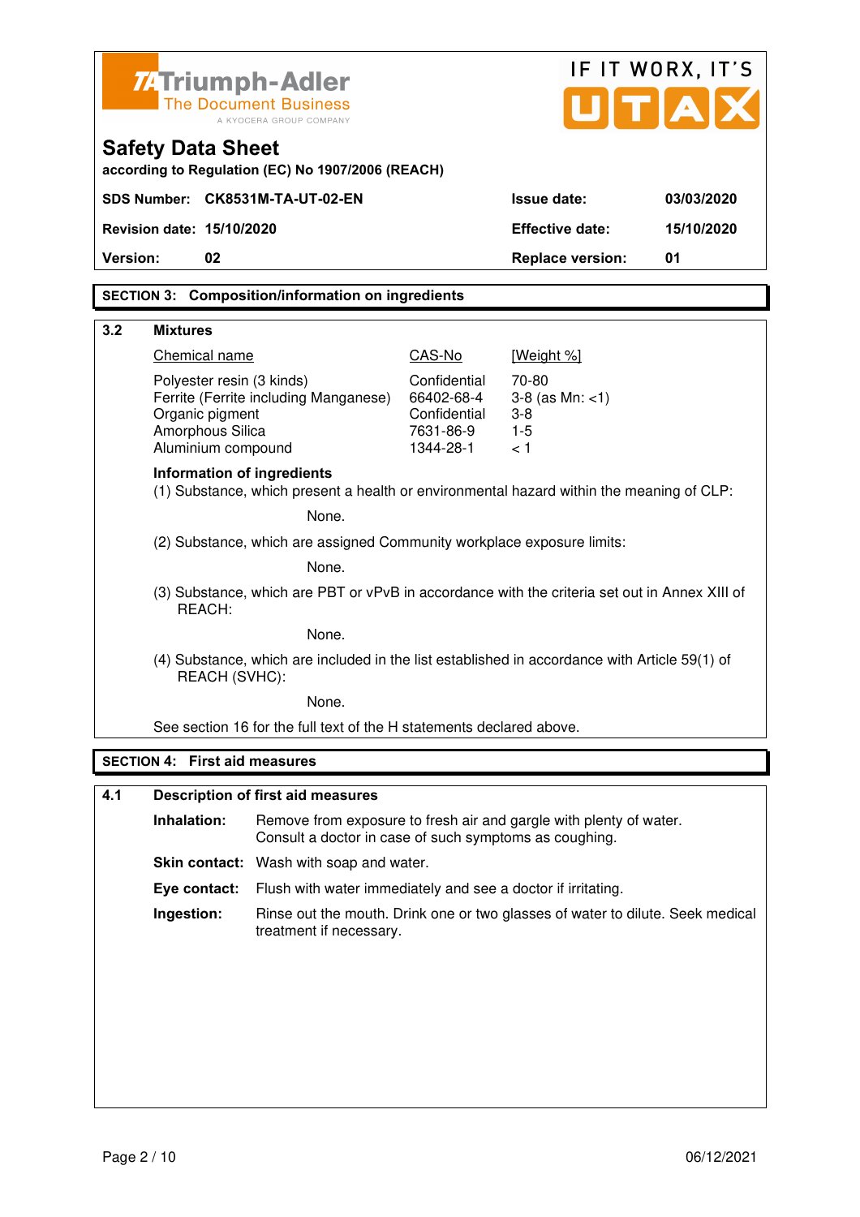## SECTION 3: Composition/information on ingredients

### 3.2 Mixtures

| Chemical name | CAS-No | [Weight %] |
|---|---|---|
| Polyester resin (3 kinds) | Confidential | 70-80 |
| Ferrite (Ferrite including Manganese) | 66402-68-4 | 3-8 (as Mn: <1) |
| Organic pigment | Confidential | 3-8 |
| Amorphous Silica | 7631-86-9 | 1-5 |
| Aluminium compound | 1344-28-1 | < 1 |

**Information of ingredients**

(1) Substance, which present a health or environmental hazard within the meaning of CLP:

None.

(2) Substance, which are assigned Community workplace exposure limits:

None.

(3) Substance, which are PBT or vPvB in accordance with the criteria set out in Annex XIII of REACH:

None.

(4) Substance, which are included in the list established in accordance with Article 59(1) of REACH (SVHC):

None.

See section 16 for the full text of the H statements declared above.

## SECTION 4: First aid measures

### 4.1 Description of first aid measures

**Inhalation:** Remove from exposure to fresh air and gargle with plenty of water. Consult a doctor in case of such symptoms as coughing.

**Skin contact:** Wash with soap and water.

**Eye contact:** Flush with water immediately and see a doctor if irritating.

**Ingestion:** Rinse out the mouth. Drink one or two glasses of water to dilute. Seek medical treatment if necessary.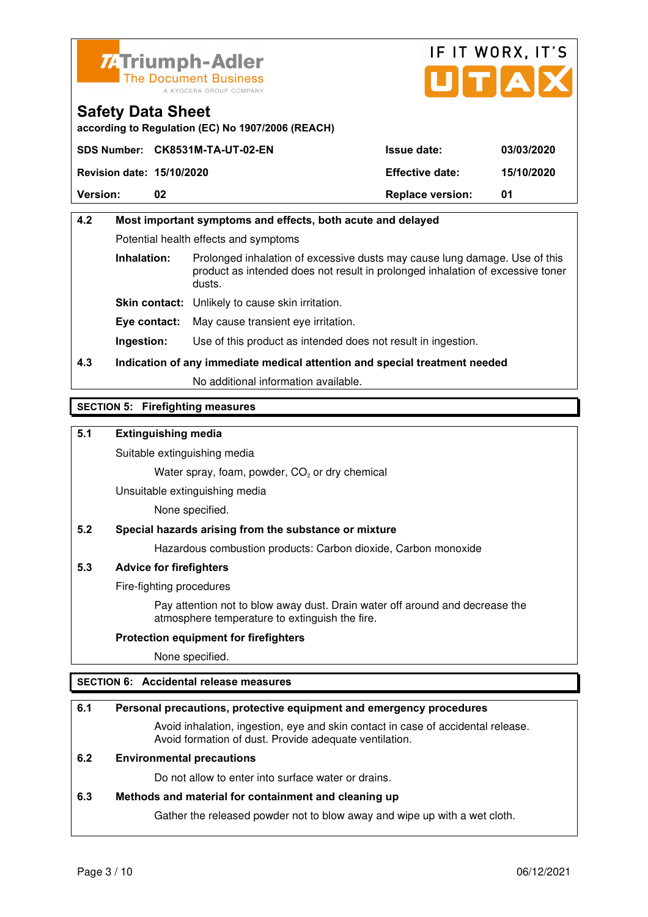Triumph-Adler
The Document Business
A KYOCERA GROUP COMPANY

IF IT WORX, IT'S UTAX

# Safety Data Sheet

according to Regulation (EC) No 1907/2006 (REACH)

| SDS Number: | CK8531M-TA-UT-02-EN | Issue date: | 03/03/2020 |
|---|---|---|---|
| Revision date: | 15/10/2020 | Effective date: | 15/10/2020 |
| Version: | 02 | Replace version: | 01 |

### 4.2 Most important symptoms and effects, both acute and delayed

Potential health effects and symptoms

**Inhalation:** Prolonged inhalation of excessive dusts may cause lung damage. Use of this product as intended does not result in prolonged inhalation of excessive toner dusts.

**Skin contact:** Unlikely to cause skin irritation.

**Eye contact:** May cause transient eye irritation.

**Ingestion:** Use of this product as intended does not result in ingestion.

### 4.3 Indication of any immediate medical attention and special treatment needed

No additional information available.

## SECTION 5: Firefighting measures

### 5.1 Extinguishing media

Suitable extinguishing media

Water spray, foam, powder, $CO_2$ or dry chemical

Unsuitable extinguishing media

None specified.

### 5.2 Special hazards arising from the substance or mixture

Hazardous combustion products: Carbon dioxide, Carbon monoxide

### 5.3 Advice for firefighters

Fire-fighting procedures

Pay attention not to blow away dust. Drain water off around and decrease the atmosphere temperature to extinguish the fire.

**Protection equipment for firefighters**

None specified.

## SECTION 6: Accidental release measures

### 6.1 Personal precautions, protective equipment and emergency procedures

Avoid inhalation, ingestion, eye and skin contact in case of accidental release. Avoid formation of dust. Provide adequate ventilation.

### 6.2 Environmental precautions

Do not allow to enter into surface water or drains.

### 6.3 Methods and material for containment and cleaning up

Gather the released powder not to blow away and wipe up with a wet cloth.

06/12/2021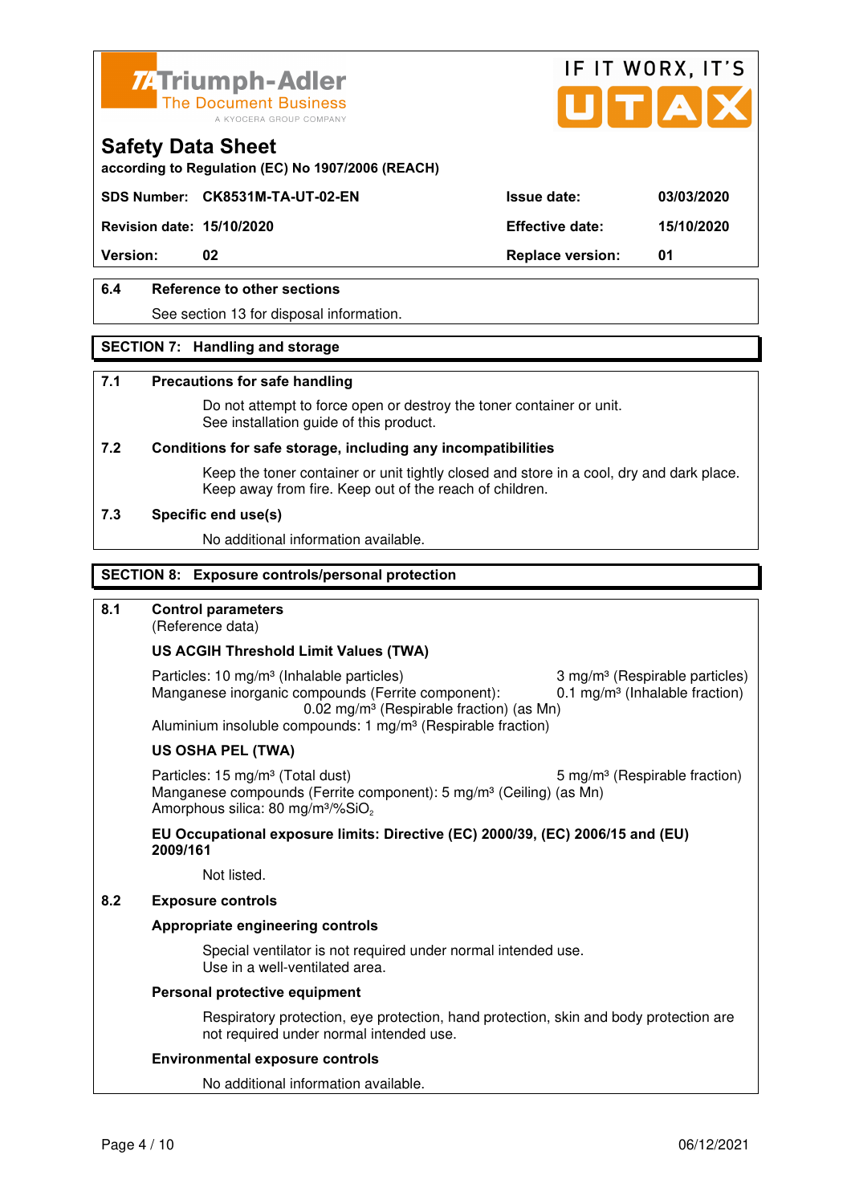# Safety Data Sheet

according to Regulation (EC) No 1907/2006 (REACH)

| SDS Number: | CK8531M-TA-UT-02-EN | Issue date: | 03/03/2020 |
|---|---|---|---|
| Revision date: | 15/10/2020 | Effective date: | 15/10/2020 |
| Version: | 02 | Replace version: | 01 |

### 6.4 Reference to other sections

See section 13 for disposal information.

## SECTION 7: Handling and storage

### 7.1 Precautions for safe handling

Do not attempt to force open or destroy the toner container or unit.
See installation guide of this product.

### 7.2 Conditions for safe storage, including any incompatibilities

Keep the toner container or unit tightly closed and store in a cool, dry and dark place.
Keep away from fire. Keep out of the reach of children.

### 7.3 Specific end use(s)

No additional information available.

## SECTION 8: Exposure controls/personal protection

### 8.1 Control parameters

(Reference data)

**US ACGIH Threshold Limit Values (TWA)**

Particles: 10 mg/m³ (Inhalable particles) 3 mg/m³ (Respirable particles)
Manganese inorganic compounds (Ferrite component): 0.1 mg/m³ (Inhalable fraction)
0.02 mg/m³ (Respirable fraction) (as Mn)
Aluminium insoluble compounds: 1 mg/m³ (Respirable fraction)

**US OSHA PEL (TWA)**

Particles: 15 mg/m³ (Total dust) 5 mg/m³ (Respirable fraction)
Manganese compounds (Ferrite component): 5 mg/m³ (Ceiling) (as Mn)
Amorphous silica: 80 mg/m³/%$SiO_2$

**EU Occupational exposure limits: Directive (EC) 2000/39, (EC) 2006/15 and (EU) 2009/161**

Not listed.

### 8.2 Exposure controls

**Appropriate engineering controls**

Special ventilator is not required under normal intended use.
Use in a well-ventilated area.

**Personal protective equipment**

Respiratory protection, eye protection, hand protection, skin and body protection are not required under normal intended use.

**Environmental exposure controls**

No additional information available.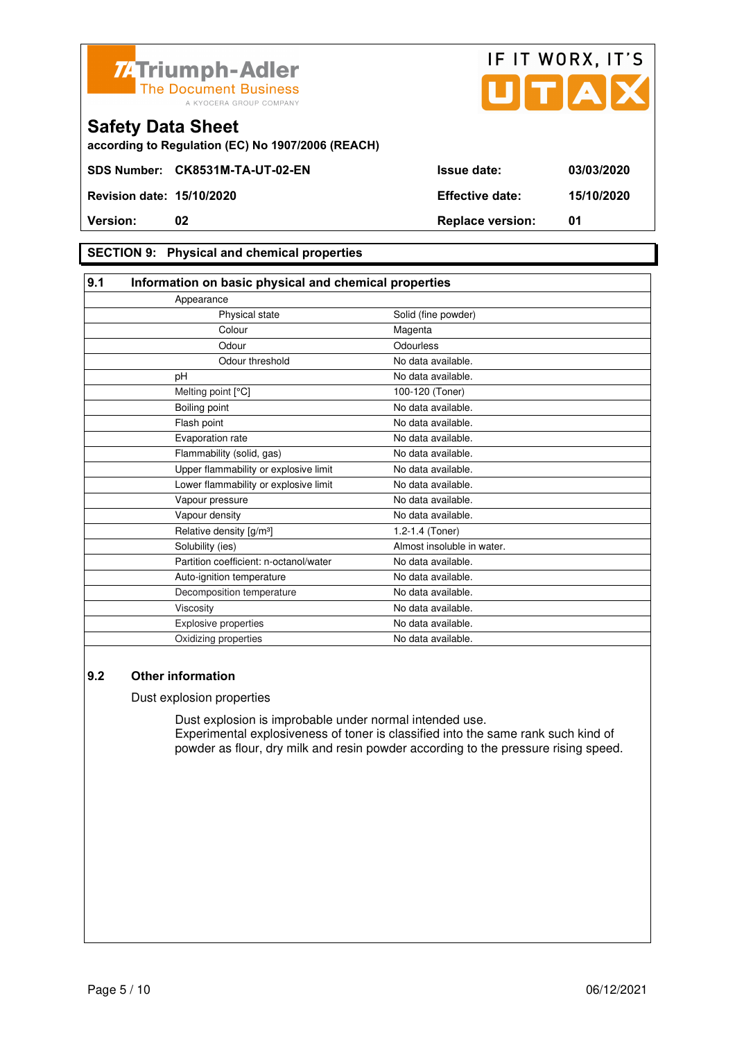Triumph-Adler
The Document Business
A KYOCERA GROUP COMPANY

IF IT WORX, IT'S UTAX

# Safety Data Sheet

**according to Regulation (EC) No 1907/2006 (REACH)**

| | | | |
|---|---|---|---|
| **SDS Number:** | **CK8531M-TA-UT-02-EN** | **Issue date:** | **03/03/2020** |
| **Revision date:** | **15/10/2020** | **Effective date:** | **15/10/2020** |
| **Version:** | **02** | **Replace version:** | **01** |

## SECTION 9: Physical and chemical properties

### 9.1 Information on basic physical and chemical properties

| Property | Value |
|---|---|
| Appearance | |
| Physical state | Solid (fine powder) |
| Colour | Magenta |
| Odour | Odourless |
| Odour threshold | No data available. |
| pH | No data available. |
| Melting point [°C] | 100-120 (Toner) |
| Boiling point | No data available. |
| Flash point | No data available. |
| Evaporation rate | No data available. |
| Flammability (solid, gas) | No data available. |
| Upper flammability or explosive limit | No data available. |
| Lower flammability or explosive limit | No data available. |
| Vapour pressure | No data available. |
| Vapour density | No data available. |
| Relative density [g/m³] | 1.2-1.4 (Toner) |
| Solubility (ies) | Almost insoluble in water. |
| Partition coefficient: n-octanol/water | No data available. |
| Auto-ignition temperature | No data available. |
| Decomposition temperature | No data available. |
| Viscosity | No data available. |
| Explosive properties | No data available. |
| Oxidizing properties | No data available. |

### 9.2 Other information

Dust explosion properties

Dust explosion is improbable under normal intended use.
Experimental explosiveness of toner is classified into the same rank such kind of powder as flour, dry milk and resin powder according to the pressure rising speed.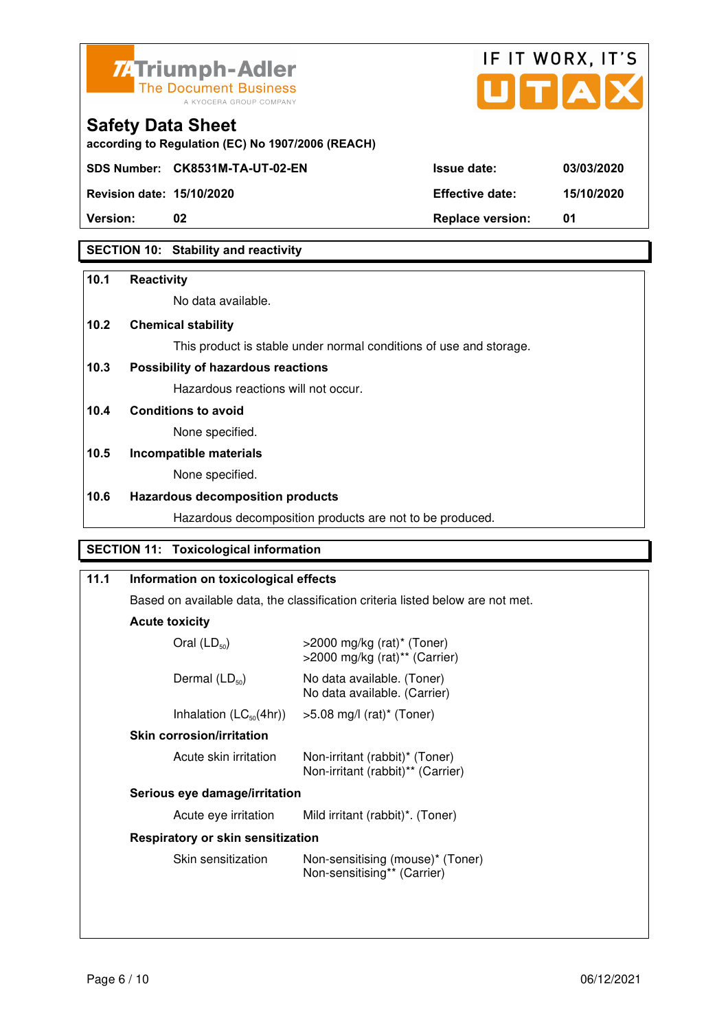## Safety Data Sheet

according to Regulation (EC) No 1907/2006 (REACH)

| | | | |
|---|---|---|---|
| **SDS Number:** | **CK8531M-TA-UT-02-EN** | **Issue date:** | **03/03/2020** |
| **Revision date:** | **15/10/2020** | **Effective date:** | **15/10/2020** |
| **Version:** | **02** | **Replace version:** | **01** |

## SECTION 10: Stability and reactivity

**10.1 Reactivity**

No data available.

**10.2 Chemical stability**

This product is stable under normal conditions of use and storage.

**10.3 Possibility of hazardous reactions**

Hazardous reactions will not occur.

**10.4 Conditions to avoid**

None specified.

**10.5 Incompatible materials**

None specified.

**10.6 Hazardous decomposition products**

Hazardous decomposition products are not to be produced.

## SECTION 11: Toxicological information

**11.1 Information on toxicological effects**

Based on available data, the classification criteria listed below are not met.

**Acute toxicity**

| | |
|---|---|
| Oral ($LD_{50}$) | >2000 mg/kg (rat)* (Toner)<br>>2000 mg/kg (rat)** (Carrier) |
| Dermal ($LD_{50}$) | No data available. (Toner)<br>No data available. (Carrier) |
| Inhalation ($LC_{50}$(4hr)) | >5.08 mg/l (rat)* (Toner) |

**Skin corrosion/irritation**

| | |
|---|---|
| Acute skin irritation | Non-irritant (rabbit)* (Toner)<br>Non-irritant (rabbit)** (Carrier) |

**Serious eye damage/irritation**

| | |
|---|---|
| Acute eye irritation | Mild irritant (rabbit)*. (Toner) |

**Respiratory or skin sensitization**

| | |
|---|---|
| Skin sensitization | Non-sensitising (mouse)* (Toner)<br>Non-sensitising** (Carrier) |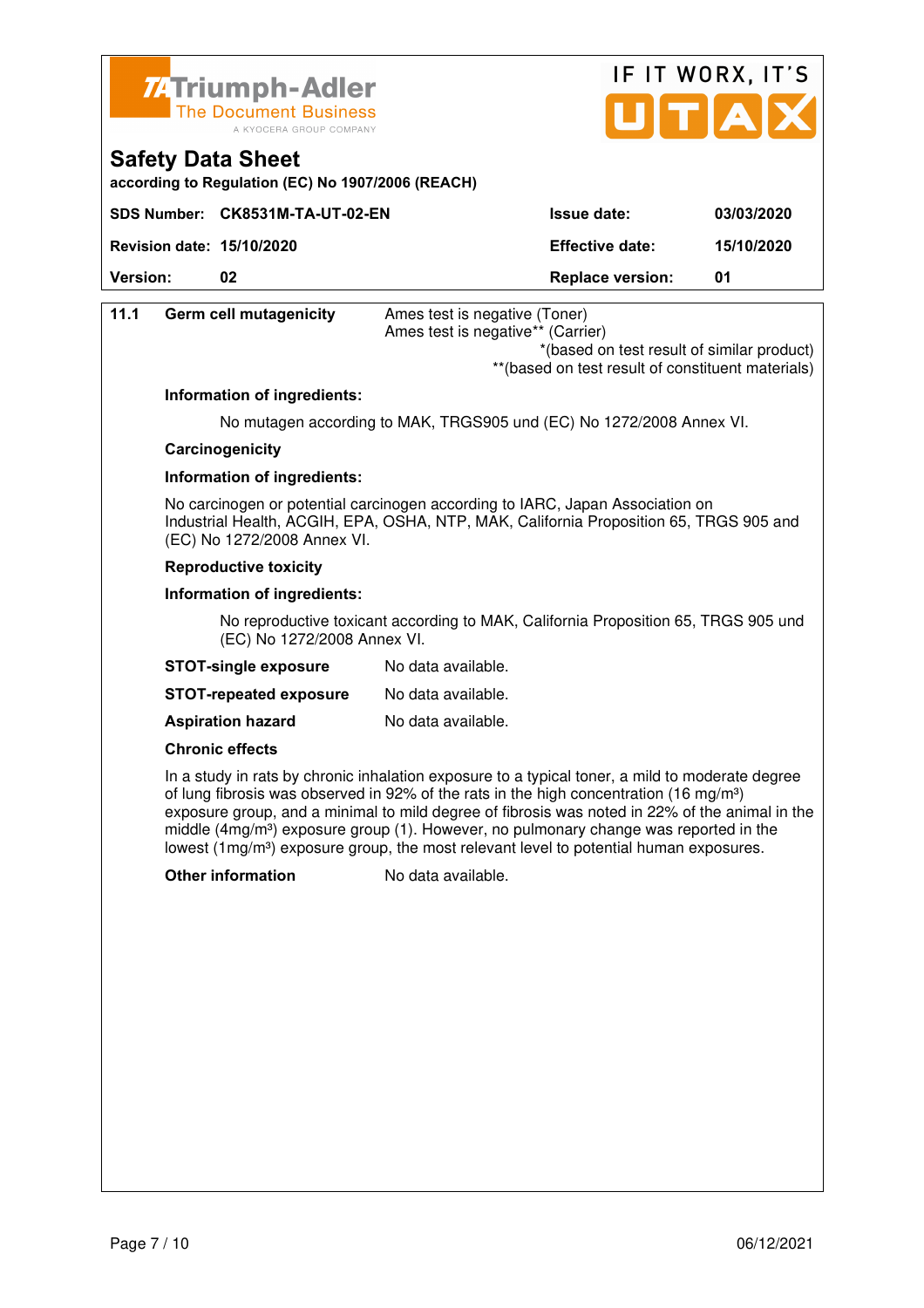**Safety Data Sheet**

according to Regulation (EC) No 1907/2006 (REACH)

| SDS Number: | CK8531M-TA-UT-02-EN | Issue date: | 03/03/2020 |
| --- | --- | --- | --- |
| Revision date: | 15/10/2020 | Effective date: | 15/10/2020 |
| Version: | 02 | Replace version: | 01 |

**11.1 Germ cell mutagenicity**

Ames test is negative (Toner)
Ames test is negative** (Carrier)

*(based on test result of similar product)
**(based on test result of constituent materials)

**Information of ingredients:**

No mutagen according to MAK, TRGS905 und (EC) No 1272/2008 Annex VI.

**Carcinogenicity**

**Information of ingredients:**

No carcinogen or potential carcinogen according to IARC, Japan Association on Industrial Health, ACGIH, EPA, OSHA, NTP, MAK, California Proposition 65, TRGS 905 and (EC) No 1272/2008 Annex VI.

**Reproductive toxicity**

**Information of ingredients:**

No reproductive toxicant according to MAK, California Proposition 65, TRGS 905 und (EC) No 1272/2008 Annex VI.

**STOT-single exposure** No data available.

**STOT-repeated exposure** No data available.

**Aspiration hazard** No data available.

**Chronic effects**

In a study in rats by chronic inhalation exposure to a typical toner, a mild to moderate degree of lung fibrosis was observed in 92% of the rats in the high concentration (16 mg/m³) exposure group, and a minimal to mild degree of fibrosis was noted in 22% of the animal in the middle (4mg/m³) exposure group (1). However, no pulmonary change was reported in the lowest (1mg/m³) exposure group, the most relevant level to potential human exposures.

**Other information** No data available.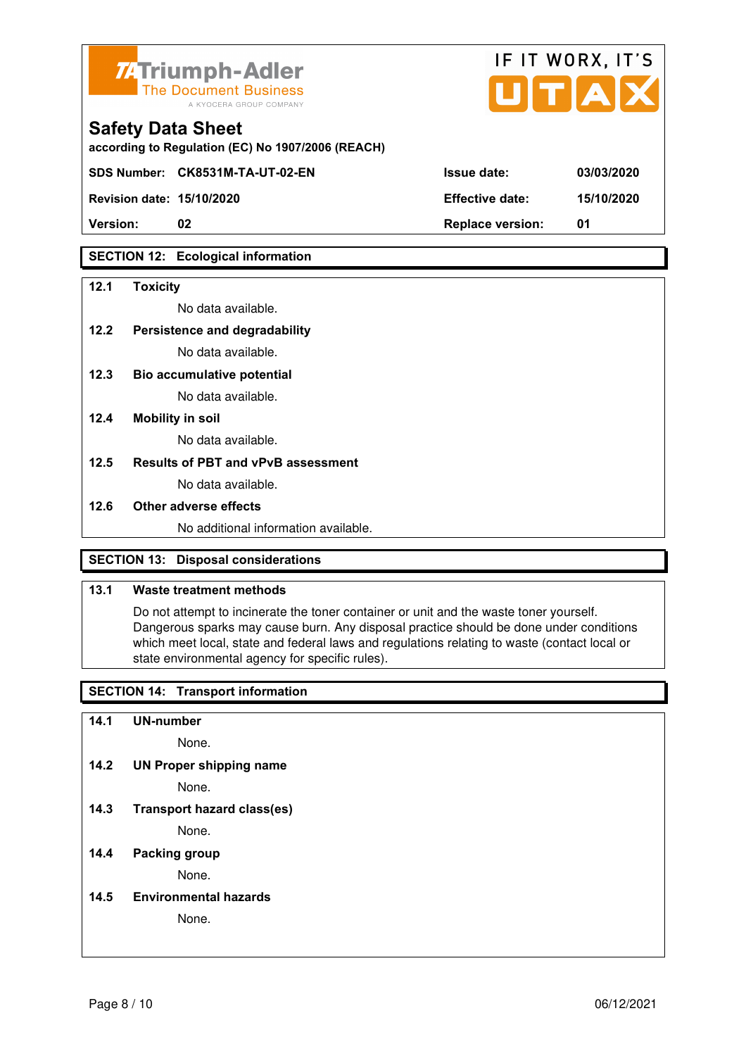# Safety Data Sheet

according to Regulation (EC) No 1907/2006 (REACH)

| SDS Number: | CK8531M-TA-UT-02-EN | Issue date: | 03/03/2020 |
|---|---|---|---|
| Revision date: | 15/10/2020 | Effective date: | 15/10/2020 |
| Version: | 02 | Replace version: | 01 |

## SECTION 12: Ecological information

**12.1 Toxicity**

No data available.

**12.2 Persistence and degradability**

No data available.

**12.3 Bio accumulative potential**

No data available.

**12.4 Mobility in soil**

No data available.

**12.5 Results of PBT and vPvB assessment**

No data available.

**12.6 Other adverse effects**

No additional information available.

## SECTION 13: Disposal considerations

**13.1 Waste treatment methods**

Do not attempt to incinerate the toner container or unit and the waste toner yourself. Dangerous sparks may cause burn. Any disposal practice should be done under conditions which meet local, state and federal laws and regulations relating to waste (contact local or state environmental agency for specific rules).

## SECTION 14: Transport information

**14.1 UN-number**

None.

**14.2 UN Proper shipping name**

None.

**14.3 Transport hazard class(es)**

None.

**14.4 Packing group**

None.

**14.5 Environmental hazards**

None.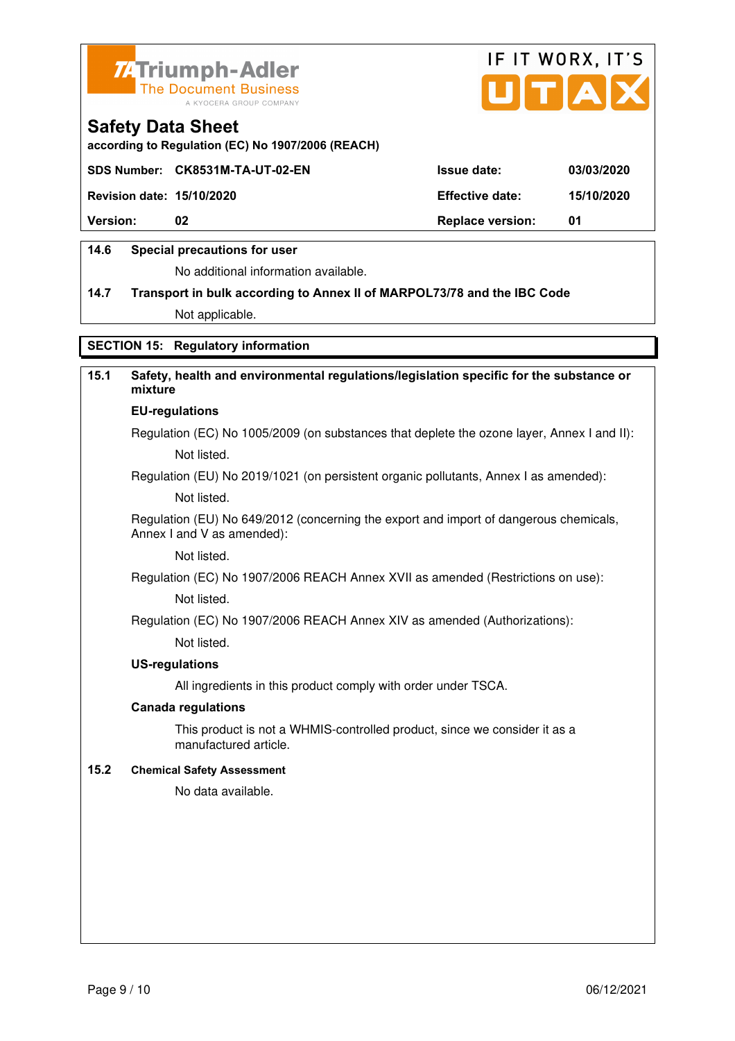### 14.6 Special precautions for user

No additional information available.

### 14.7 Transport in bulk according to Annex II of MARPOL73/78 and the IBC Code

Not applicable.

## SECTION 15: Regulatory information

### 15.1 Safety, health and environmental regulations/legislation specific for the substance or mixture

**EU-regulations**

Regulation (EC) No 1005/2009 (on substances that deplete the ozone layer, Annex I and II):

Not listed.

Regulation (EU) No 2019/1021 (on persistent organic pollutants, Annex I as amended):

Not listed.

Regulation (EU) No 649/2012 (concerning the export and import of dangerous chemicals, Annex I and V as amended):

Not listed.

Regulation (EC) No 1907/2006 REACH Annex XVII as amended (Restrictions on use):

Not listed.

Regulation (EC) No 1907/2006 REACH Annex XIV as amended (Authorizations):

Not listed.

**US-regulations**

All ingredients in this product comply with order under TSCA.

**Canada regulations**

This product is not a WHMIS-controlled product, since we consider it as a manufactured article.

### 15.2 Chemical Safety Assessment

No data available.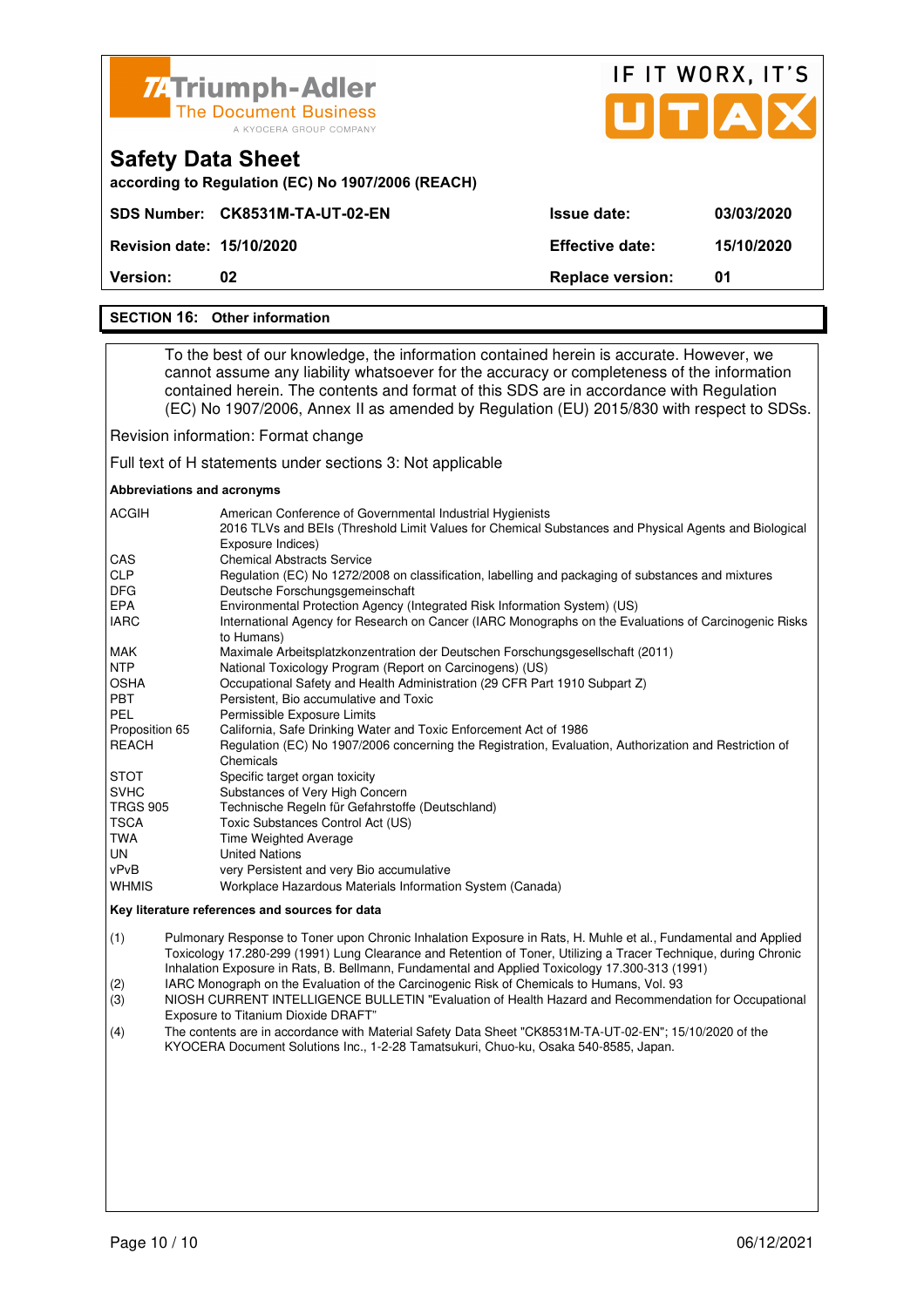## SECTION 16: Other information

To the best of our knowledge, the information contained herein is accurate. However, we cannot assume any liability whatsoever for the accuracy or completeness of the information contained herein. The contents and format of this SDS are in accordance with Regulation (EC) No 1907/2006, Annex II as amended by Regulation (EU) 2015/830 with respect to SDSs.

Revision information: Format change

Full text of H statements under sections 3: Not applicable

**Abbreviations and acronyms**

| | |
|---|---|
| ACGIH | American Conference of Governmental Industrial Hygienists<br>2016 TLVs and BEIs (Threshold Limit Values for Chemical Substances and Physical Agents and Biological Exposure Indices) |
| CAS | Chemical Abstracts Service |
| CLP | Regulation (EC) No 1272/2008 on classification, labelling and packaging of substances and mixtures |
| DFG | Deutsche Forschungsgemeinschaft |
| EPA | Environmental Protection Agency (Integrated Risk Information System) (US) |
| IARC | International Agency for Research on Cancer (IARC Monographs on the Evaluations of Carcinogenic Risks to Humans) |
| MAK | Maximale Arbeitsplatzkonzentration der Deutschen Forschungsgesellschaft (2011) |
| NTP | National Toxicology Program (Report on Carcinogens) (US) |
| OSHA | Occupational Safety and Health Administration (29 CFR Part 1910 Subpart Z) |
| PBT | Persistent, Bio accumulative and Toxic |
| PEL | Permissible Exposure Limits |
| Proposition 65 | California, Safe Drinking Water and Toxic Enforcement Act of 1986 |
| REACH | Regulation (EC) No 1907/2006 concerning the Registration, Evaluation, Authorization and Restriction of Chemicals |
| STOT | Specific target organ toxicity |
| SVHC | Substances of Very High Concern |
| TRGS 905 | Technische Regeln für Gefahrstoffe (Deutschland) |
| TSCA | Toxic Substances Control Act (US) |
| TWA | Time Weighted Average |
| UN | United Nations |
| vPvB | very Persistent and very Bio accumulative |
| WHMIS | Workplace Hazardous Materials Information System (Canada) |

**Key literature references and sources for data**

(1) Pulmonary Response to Toner upon Chronic Inhalation Exposure in Rats, H. Muhle et al., Fundamental and Applied Toxicology 17.280-299 (1991) Lung Clearance and Retention of Toner, Utilizing a Tracer Technique, during Chronic Inhalation Exposure in Rats, B. Bellmann, Fundamental and Applied Toxicology 17.300-313 (1991)

(2) IARC Monograph on the Evaluation of the Carcinogenic Risk of Chemicals to Humans, Vol. 93

(3) NIOSH CURRENT INTELLIGENCE BULLETIN "Evaluation of Health Hazard and Recommendation for Occupational Exposure to Titanium Dioxide DRAFT"

(4) The contents are in accordance with Material Safety Data Sheet "CK8531M-TA-UT-02-EN"; 15/10/2020 of the KYOCERA Document Solutions Inc., 1-2-28 Tamatsukuri, Chuo-ku, Osaka 540-8585, Japan.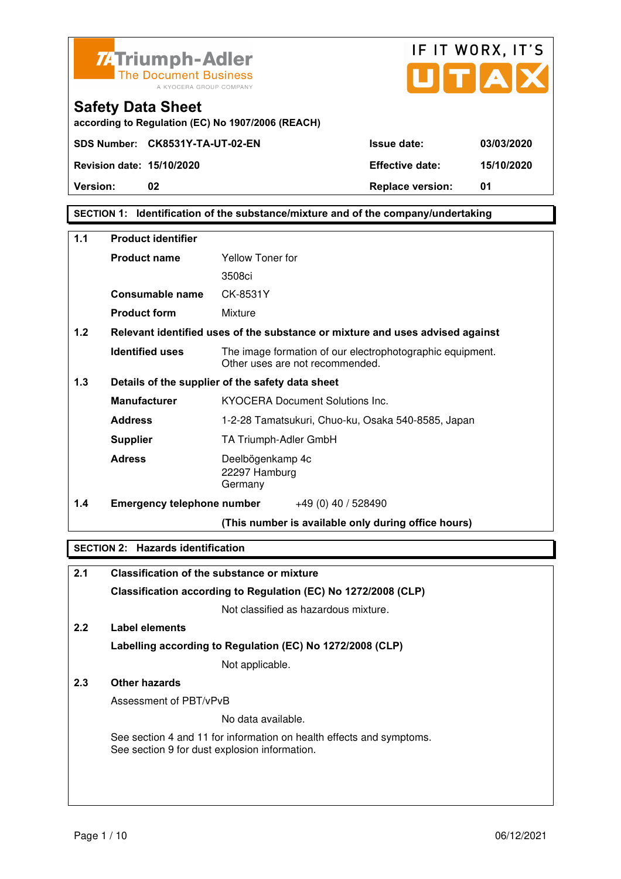Triumph-Adler
The Document Business
A KYOCERA GROUP COMPANY

IF IT WORX, IT'S UTAX

# Safety Data Sheet

according to Regulation (EC) No 1907/2006 (REACH)

| SDS Number: | CK8531Y-TA-UT-02-EN | Issue date: | 03/03/2020 |
|---|---|---|---|
| Revision date: | 15/10/2020 | Effective date: | 15/10/2020 |
| Version: | 02 | Replace version: | 01 |

## SECTION 1: Identification of the substance/mixture and of the company/undertaking

**1.1 Product identifier**

| | |
|---|---|
| **Product name** | Yellow Toner for 3508ci |
| **Consumable name** | CK-8531Y |
| **Product form** | Mixture |

**1.2 Relevant identified uses of the substance or mixture and uses advised against**

| | |
|---|---|
| **Identified uses** | The image formation of our electrophotographic equipment. Other uses are not recommended. |

**1.3 Details of the supplier of the safety data sheet**

| | |
|---|---|
| **Manufacturer** | KYOCERA Document Solutions Inc. |
| **Address** | 1-2-28 Tamatsukuri, Chuo-ku, Osaka 540-8585, Japan |
| **Supplier** | TA Triumph-Adler GmbH |
| **Adress** | Deelbögenkamp 4c<br>22297 Hamburg<br>Germany |

**1.4 Emergency telephone number** +49 (0) 40 / 528490

**(This number is available only during office hours)**

## SECTION 2: Hazards identification

**2.1 Classification of the substance or mixture**

**Classification according to Regulation (EC) No 1272/2008 (CLP)**

Not classified as hazardous mixture.

**2.2 Label elements**

**Labelling according to Regulation (EC) No 1272/2008 (CLP)**

Not applicable.

**2.3 Other hazards**

Assessment of PBT/vPvB

No data available.

See section 4 and 11 for information on health effects and symptoms.
See section 9 for dust explosion information.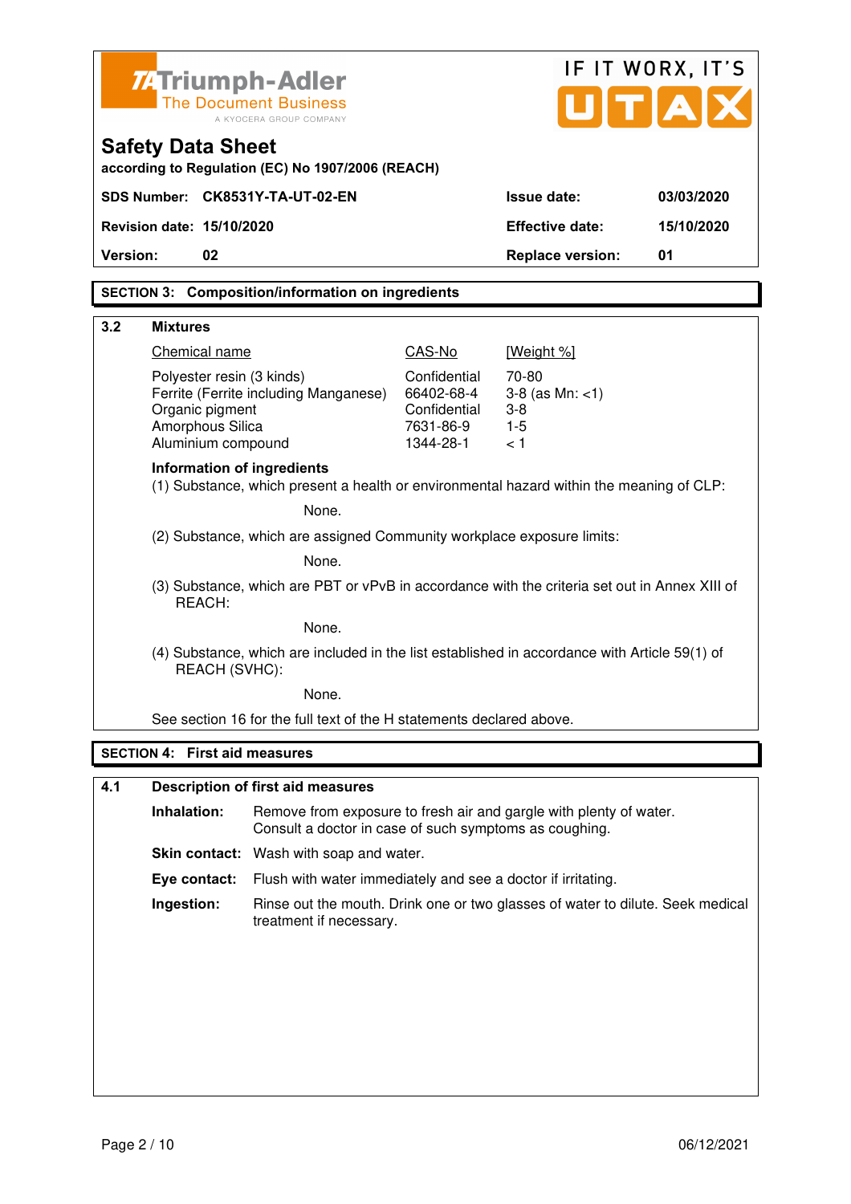# Safety Data Sheet

according to Regulation (EC) No 1907/2006 (REACH)

| | | | |
|---|---|---|---|
| **SDS Number:** | **CK8531Y-TA-UT-02-EN** | **Issue date:** | **03/03/2020** |
| **Revision date:** | **15/10/2020** | **Effective date:** | **15/10/2020** |
| **Version:** | **02** | **Replace version:** | **01** |

## SECTION 3: Composition/information on ingredients

### 3.2 Mixtures

| Chemical name | CAS-No | [Weight %] |
|---|---|---|
| Polyester resin (3 kinds) | Confidential | 70-80 |
| Ferrite (Ferrite including Manganese) | 66402-68-4 | 3-8 (as Mn: <1) |
| Organic pigment | Confidential | 3-8 |
| Amorphous Silica | 7631-86-9 | 1-5 |
| Aluminium compound | 1344-28-1 | < 1 |

**Information of ingredients**

(1) Substance, which present a health or environmental hazard within the meaning of CLP:

None.

(2) Substance, which are assigned Community workplace exposure limits:

None.

(3) Substance, which are PBT or vPvB in accordance with the criteria set out in Annex XIII of REACH:

None.

(4) Substance, which are included in the list established in accordance with Article 59(1) of REACH (SVHC):

None.

See section 16 for the full text of the H statements declared above.

## SECTION 4: First aid measures

### 4.1 Description of first aid measures

**Inhalation:** Remove from exposure to fresh air and gargle with plenty of water. Consult a doctor in case of such symptoms as coughing.

**Skin contact:** Wash with soap and water.

**Eye contact:** Flush with water immediately and see a doctor if irritating.

**Ingestion:** Rinse out the mouth. Drink one or two glasses of water to dilute. Seek medical treatment if necessary.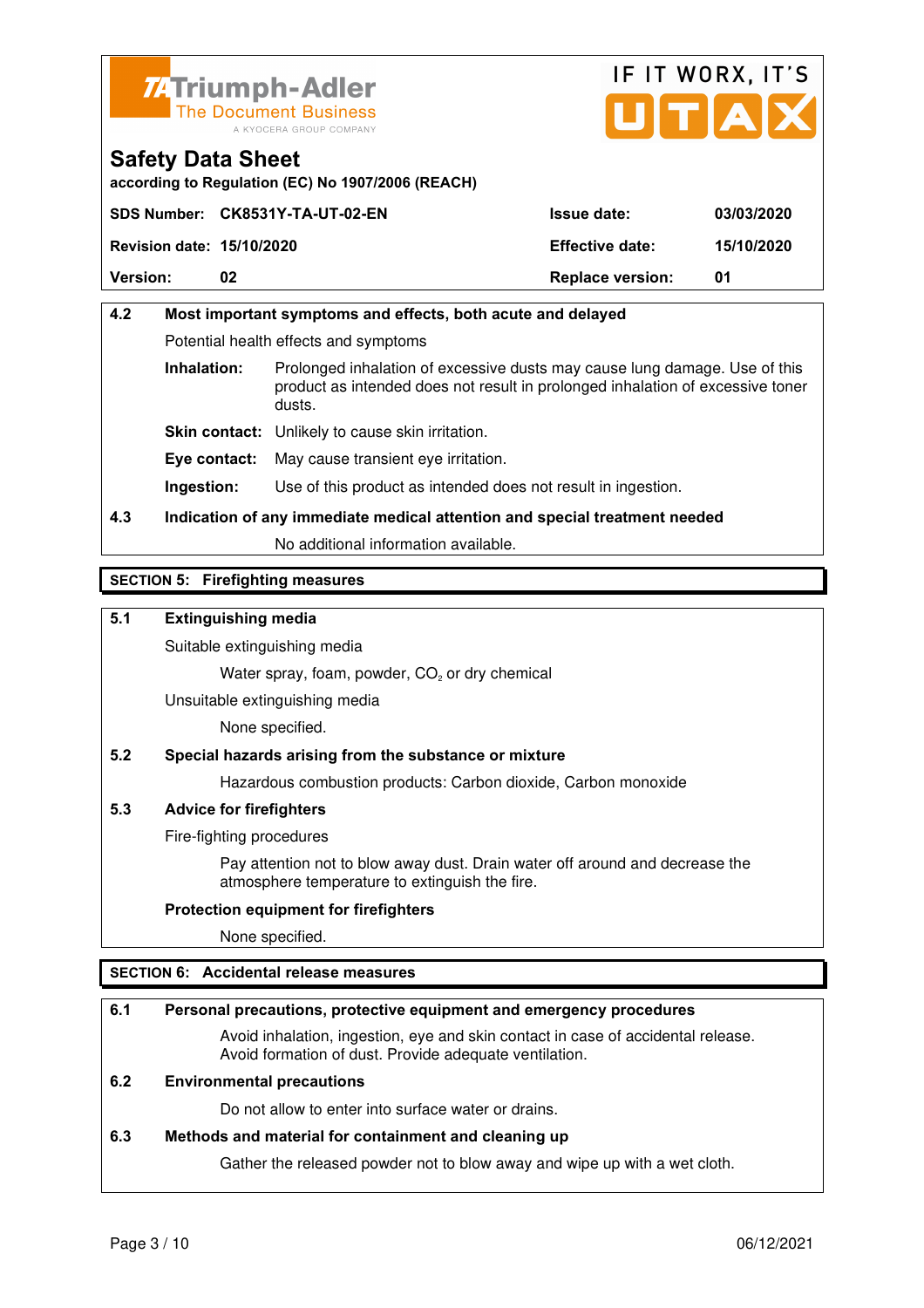| SDS Number: | CK8531Y-TA-UT-02-EN | Issue date: | 03/03/2020 |
|---|---|---|---|
| Revision date: | 15/10/2020 | Effective date: | 15/10/2020 |
| Version: | 02 | Replace version: | 01 |

**4.2 Most important symptoms and effects, both acute and delayed**

Potential health effects and symptoms

**Inhalation:** Prolonged inhalation of excessive dusts may cause lung damage. Use of this product as intended does not result in prolonged inhalation of excessive toner dusts.

**Skin contact:** Unlikely to cause skin irritation.

**Eye contact:** May cause transient eye irritation.

**Ingestion:** Use of this product as intended does not result in ingestion.

**4.3 Indication of any immediate medical attention and special treatment needed**

No additional information available.

## SECTION 5: Firefighting measures

**5.1 Extinguishing media**

Suitable extinguishing media

Water spray, foam, powder, $CO_2$ or dry chemical

Unsuitable extinguishing media

None specified.

**5.2 Special hazards arising from the substance or mixture**

Hazardous combustion products: Carbon dioxide, Carbon monoxide

**5.3 Advice for firefighters**

Fire-fighting procedures

Pay attention not to blow away dust. Drain water off around and decrease the atmosphere temperature to extinguish the fire.

**Protection equipment for firefighters**

None specified.

## SECTION 6: Accidental release measures

**6.1 Personal precautions, protective equipment and emergency procedures**

Avoid inhalation, ingestion, eye and skin contact in case of accidental release. Avoid formation of dust. Provide adequate ventilation.

**6.2 Environmental precautions**

Do not allow to enter into surface water or drains.

**6.3 Methods and material for containment and cleaning up**

Gather the released powder not to blow away and wipe up with a wet cloth.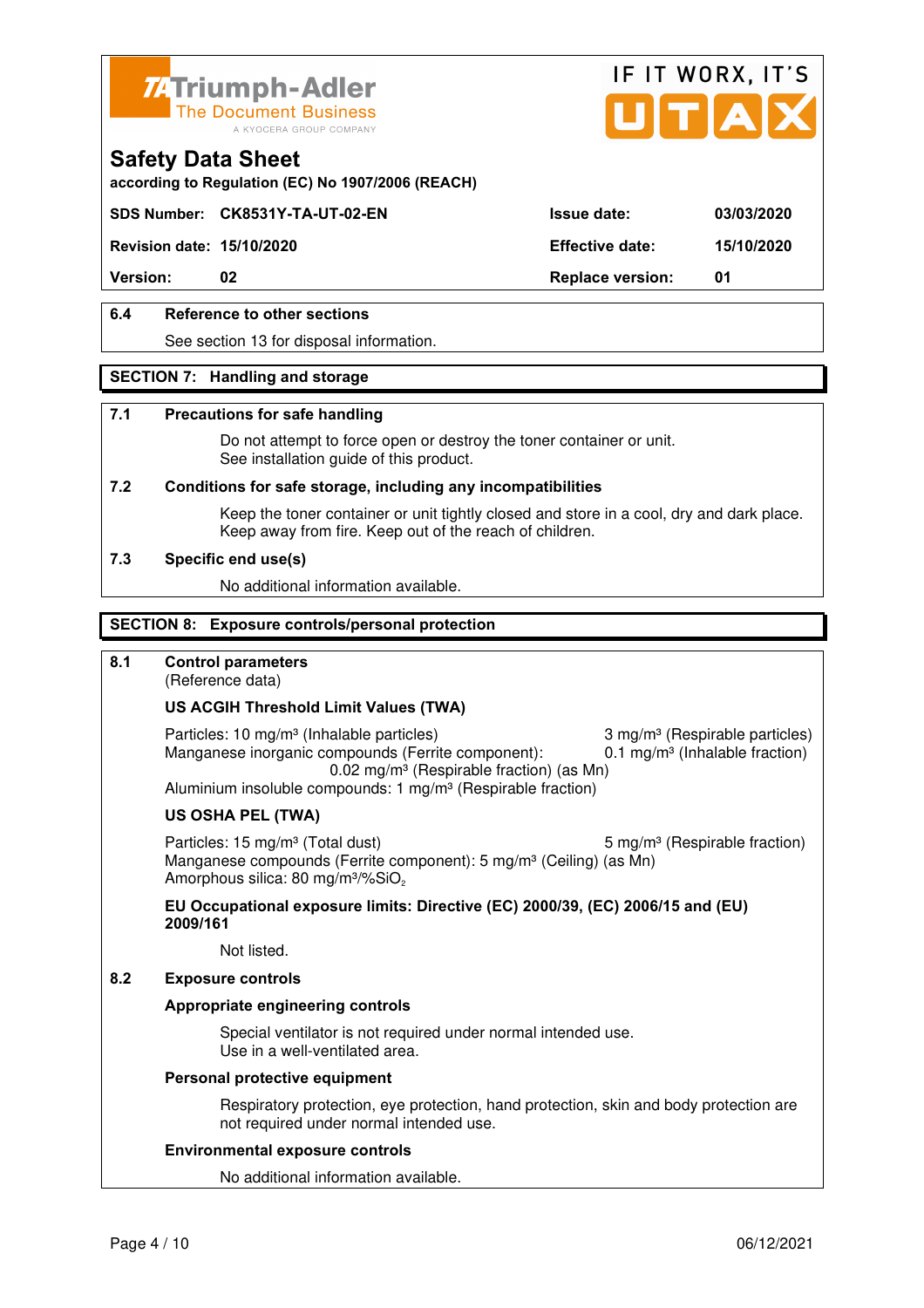**Triumph-Adler** The Document Business — A KYOCERA GROUP COMPANY

IF IT WORX, IT'S UTAX

# Safety Data Sheet

according to Regulation (EC) No 1907/2006 (REACH)

| SDS Number: | CK8531Y-TA-UT-02-EN | Issue date: | 03/03/2020 |
|---|---|---|---|
| Revision date: | 15/10/2020 | Effective date: | 15/10/2020 |
| Version: | 02 | Replace version: | 01 |

### 6.4 Reference to other sections

See section 13 for disposal information.

## SECTION 7: Handling and storage

### 7.1 Precautions for safe handling

Do not attempt to force open or destroy the toner container or unit.
See installation guide of this product.

### 7.2 Conditions for safe storage, including any incompatibilities

Keep the toner container or unit tightly closed and store in a cool, dry and dark place.
Keep away from fire. Keep out of the reach of children.

### 7.3 Specific end use(s)

No additional information available.

## SECTION 8: Exposure controls/personal protection

### 8.1 Control parameters

(Reference data)

**US ACGIH Threshold Limit Values (TWA)**

Particles: 10 mg/m³ (Inhalable particles) 3 mg/m³ (Respirable particles)
Manganese inorganic compounds (Ferrite component): 0.1 mg/m³ (Inhalable fraction)
0.02 mg/m³ (Respirable fraction) (as Mn)
Aluminium insoluble compounds: 1 mg/m³ (Respirable fraction)

**US OSHA PEL (TWA)**

Particles: 15 mg/m³ (Total dust) 5 mg/m³ (Respirable fraction)
Manganese compounds (Ferrite component): 5 mg/m³ (Ceiling) (as Mn)
Amorphous silica: 80 mg/m³/%$SiO_2$

**EU Occupational exposure limits: Directive (EC) 2000/39, (EC) 2006/15 and (EU) 2009/161**

Not listed.

### 8.2 Exposure controls

**Appropriate engineering controls**

Special ventilator is not required under normal intended use.
Use in a well-ventilated area.

**Personal protective equipment**

Respiratory protection, eye protection, hand protection, skin and body protection are not required under normal intended use.

**Environmental exposure controls**

No additional information available.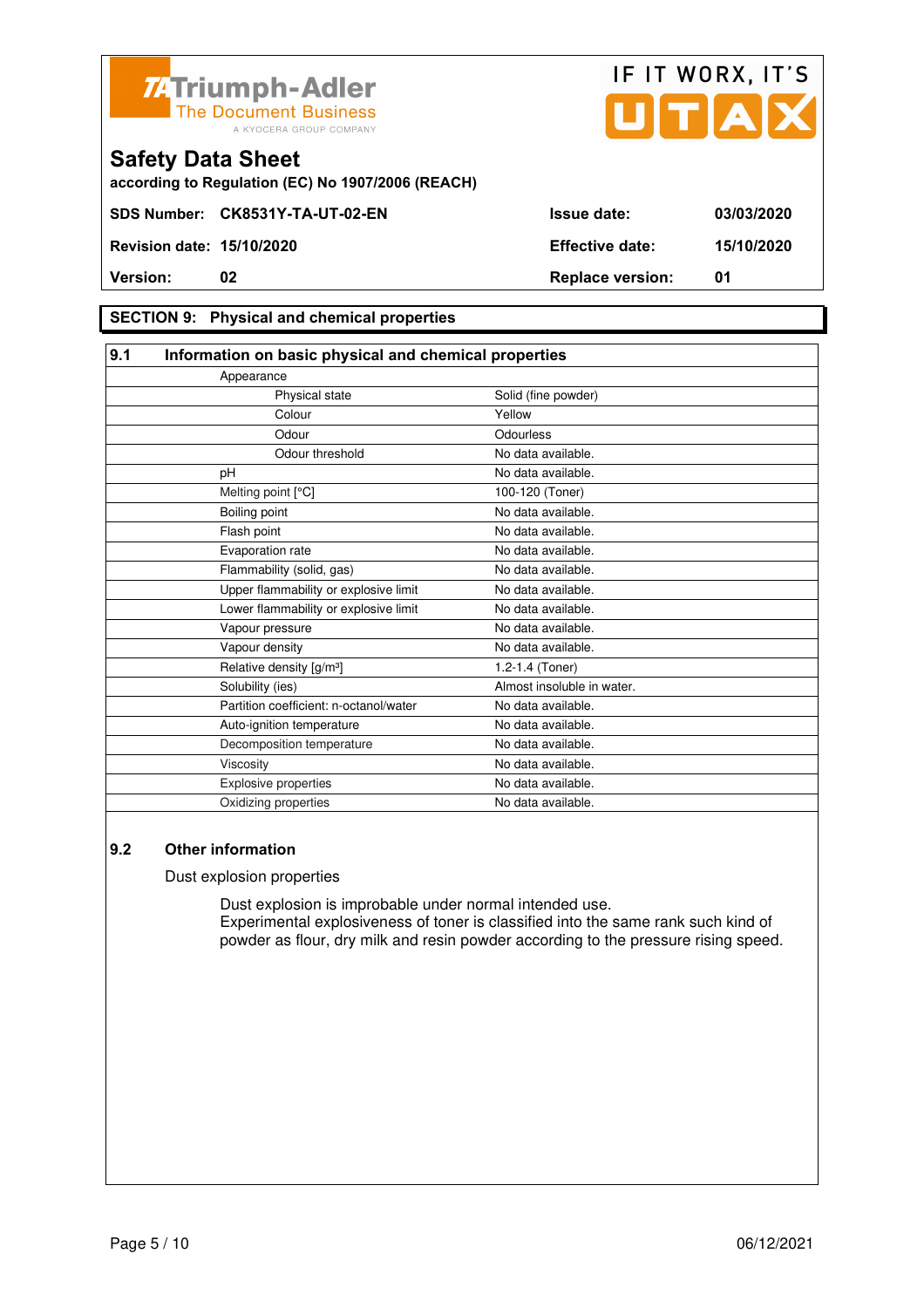Triumph-Adler
The Document Business
A KYOCERA GROUP COMPANY

IF IT WORX, IT'S UTAX

# Safety Data Sheet

**according to Regulation (EC) No 1907/2006 (REACH)**

| | | | |
|---|---|---|---|
| **SDS Number:** | **CK8531Y-TA-UT-02-EN** | **Issue date:** | **03/03/2020** |
| **Revision date:** | **15/10/2020** | **Effective date:** | **15/10/2020** |
| **Version:** | **02** | **Replace version:** | **01** |

## SECTION 9: Physical and chemical properties

### 9.1 Information on basic physical and chemical properties

| Property | Value |
|---|---|
| Appearance | |
| Physical state | Solid (fine powder) |
| Colour | Yellow |
| Odour | Odourless |
| Odour threshold | No data available. |
| pH | No data available. |
| Melting point [°C] | 100-120 (Toner) |
| Boiling point | No data available. |
| Flash point | No data available. |
| Evaporation rate | No data available. |
| Flammability (solid, gas) | No data available. |
| Upper flammability or explosive limit | No data available. |
| Lower flammability or explosive limit | No data available. |
| Vapour pressure | No data available. |
| Vapour density | No data available. |
| Relative density [g/m³] | 1.2-1.4 (Toner) |
| Solubility (ies) | Almost insoluble in water. |
| Partition coefficient: n-octanol/water | No data available. |
| Auto-ignition temperature | No data available. |
| Decomposition temperature | No data available. |
| Viscosity | No data available. |
| Explosive properties | No data available. |
| Oxidizing properties | No data available. |

### 9.2 Other information

Dust explosion properties

Dust explosion is improbable under normal intended use.
Experimental explosiveness of toner is classified into the same rank such kind of powder as flour, dry milk and resin powder according to the pressure rising speed.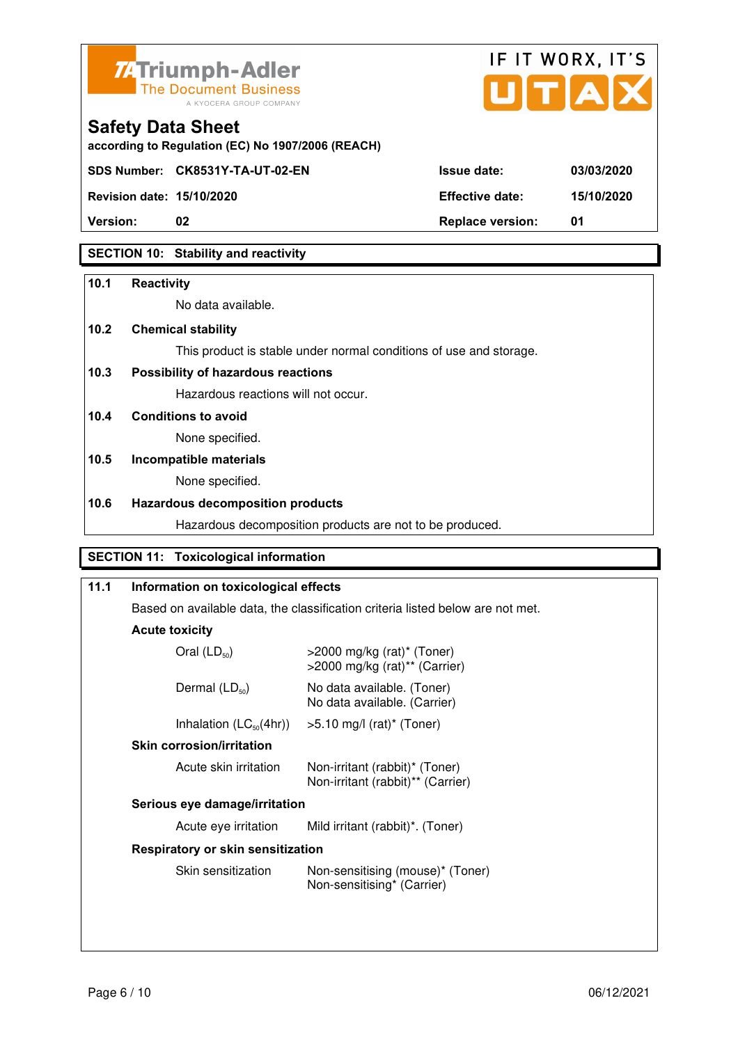## SECTION 10: Stability and reactivity

**10.1 Reactivity**

No data available.

**10.2 Chemical stability**

This product is stable under normal conditions of use and storage.

**10.3 Possibility of hazardous reactions**

Hazardous reactions will not occur.

**10.4 Conditions to avoid**

None specified.

**10.5 Incompatible materials**

None specified.

**10.6 Hazardous decomposition products**

Hazardous decomposition products are not to be produced.

## SECTION 11: Toxicological information

**11.1 Information on toxicological effects**

Based on available data, the classification criteria listed below are not met.

**Acute toxicity**

| | |
|---|---|
| Oral ($LD_{50}$) | >2000 mg/kg (rat)* (Toner)<br>>2000 mg/kg (rat)** (Carrier) |
| Dermal ($LD_{50}$) | No data available. (Toner)<br>No data available. (Carrier) |
| Inhalation ($LC_{50}$(4hr)) | >5.10 mg/l (rat)* (Toner) |

**Skin corrosion/irritation**

| | |
|---|---|
| Acute skin irritation | Non-irritant (rabbit)* (Toner)<br>Non-irritant (rabbit)** (Carrier) |

**Serious eye damage/irritation**

| | |
|---|---|
| Acute eye irritation | Mild irritant (rabbit)*. (Toner) |

**Respiratory or skin sensitization**

| | |
|---|---|
| Skin sensitization | Non-sensitising (mouse)* (Toner)<br>Non-sensitising* (Carrier) |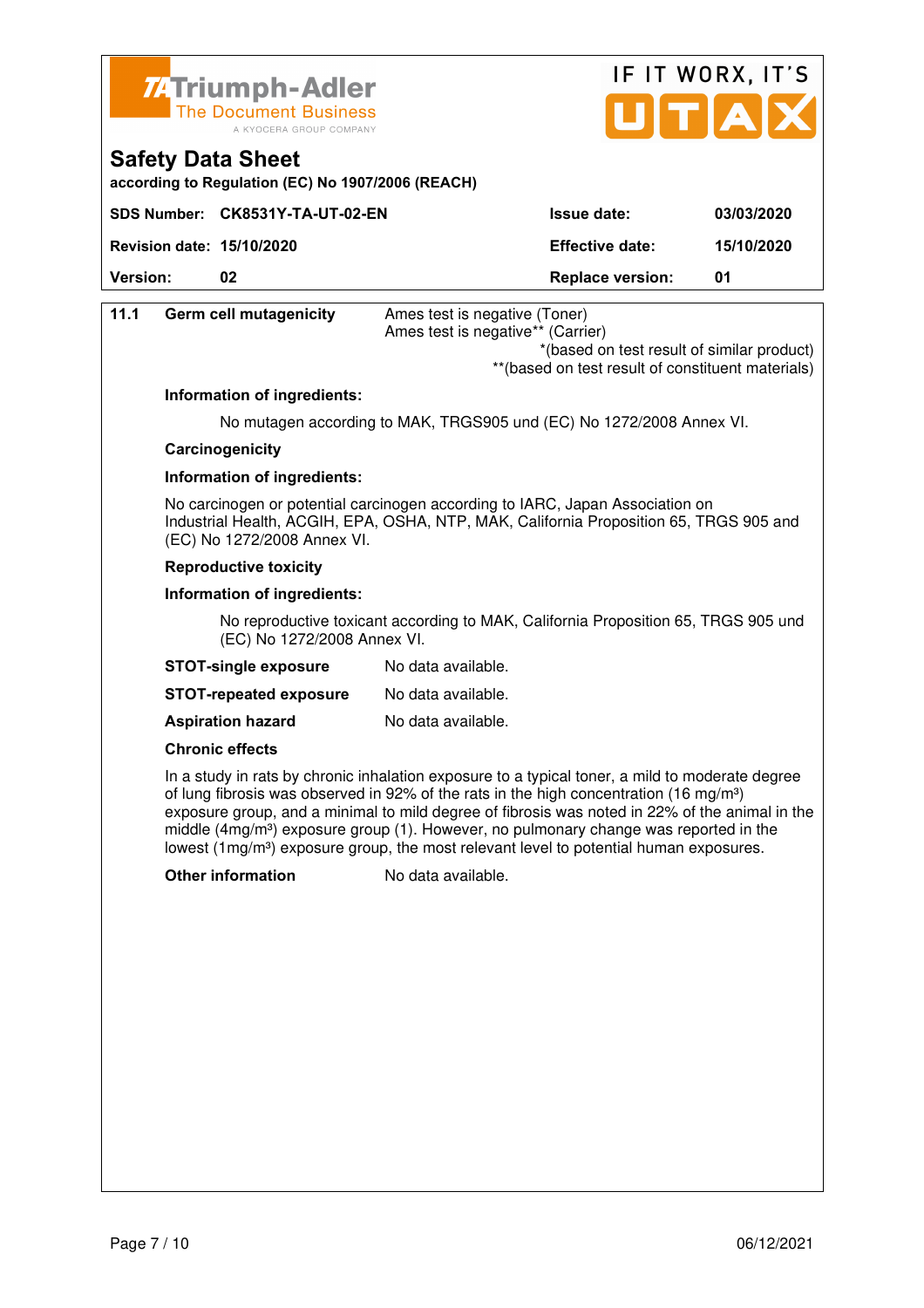| 11.1 | Germ cell mutagenicity | Ames test is negative (Toner)<br>Ames test is negative** (Carrier)<br>*(based on test result of similar product)<br>**(based on test result of constituent materials) |
|---|---|---|

**Information of ingredients:**

No mutagen according to MAK, TRGS905 und (EC) No 1272/2008 Annex VI.

**Carcinogenicity**

**Information of ingredients:**

No carcinogen or potential carcinogen according to IARC, Japan Association on Industrial Health, ACGIH, EPA, OSHA, NTP, MAK, California Proposition 65, TRGS 905 and (EC) No 1272/2008 Annex VI.

**Reproductive toxicity**

**Information of ingredients:**

No reproductive toxicant according to MAK, California Proposition 65, TRGS 905 und (EC) No 1272/2008 Annex VI.

**STOT-single exposure** No data available.

**STOT-repeated exposure** No data available.

**Aspiration hazard** No data available.

**Chronic effects**

In a study in rats by chronic inhalation exposure to a typical toner, a mild to moderate degree of lung fibrosis was observed in 92% of the rats in the high concentration (16 mg/m³) exposure group, and a minimal to mild degree of fibrosis was noted in 22% of the animal in the middle (4mg/m³) exposure group (1). However, no pulmonary change was reported in the lowest (1mg/m³) exposure group, the most relevant level to potential human exposures.

**Other information** No data available.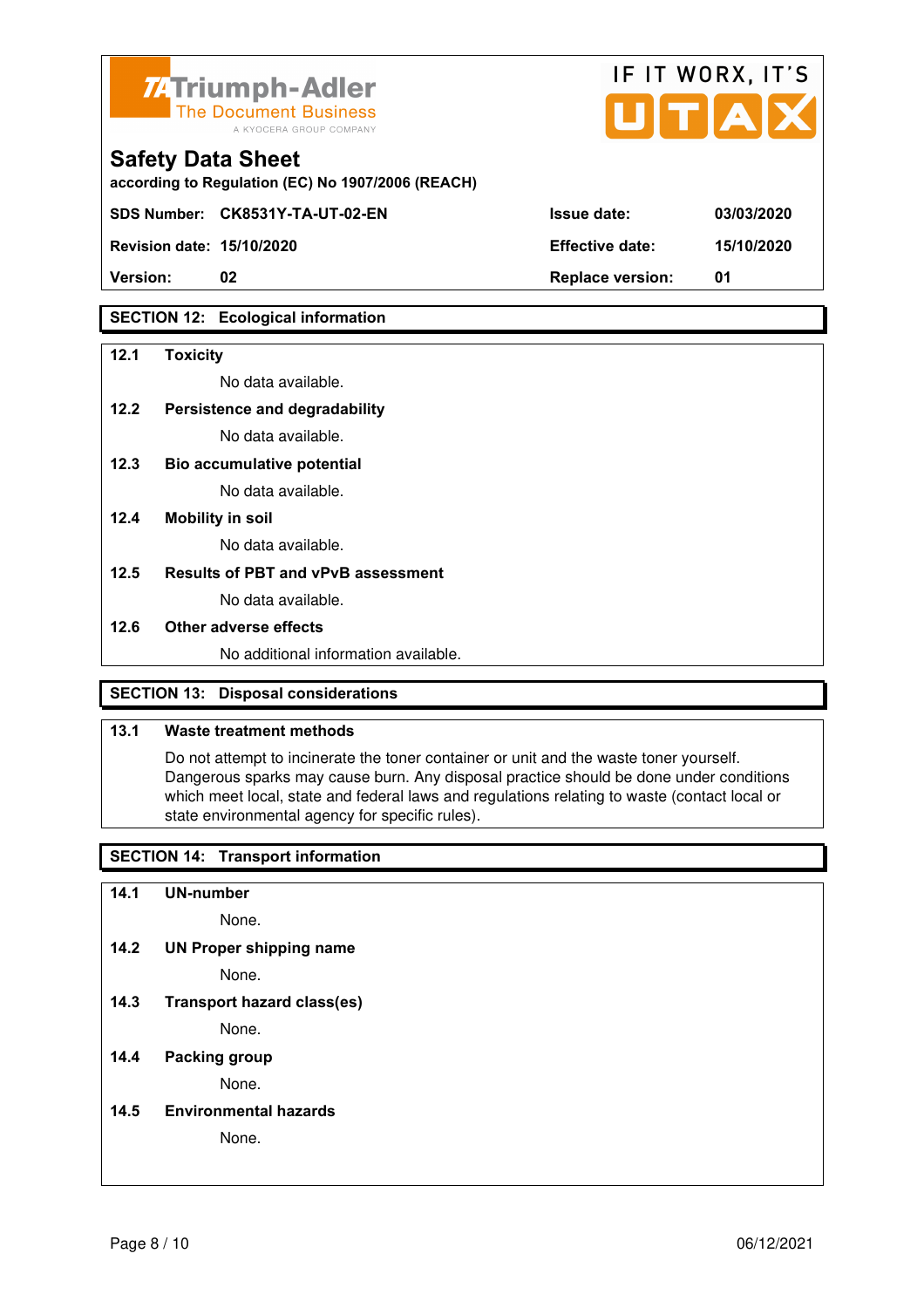## SECTION 12: Ecological information

**12.1 Toxicity**

No data available.

**12.2 Persistence and degradability**

No data available.

**12.3 Bio accumulative potential**

No data available.

**12.4 Mobility in soil**

No data available.

**12.5 Results of PBT and vPvB assessment**

No data available.

**12.6 Other adverse effects**

No additional information available.

## SECTION 13: Disposal considerations

**13.1 Waste treatment methods**

Do not attempt to incinerate the toner container or unit and the waste toner yourself. Dangerous sparks may cause burn. Any disposal practice should be done under conditions which meet local, state and federal laws and regulations relating to waste (contact local or state environmental agency for specific rules).

## SECTION 14: Transport information

**14.1 UN-number**

None.

**14.2 UN Proper shipping name**

None.

**14.3 Transport hazard class(es)**

None.

**14.4 Packing group**

None.

**14.5 Environmental hazards**

None.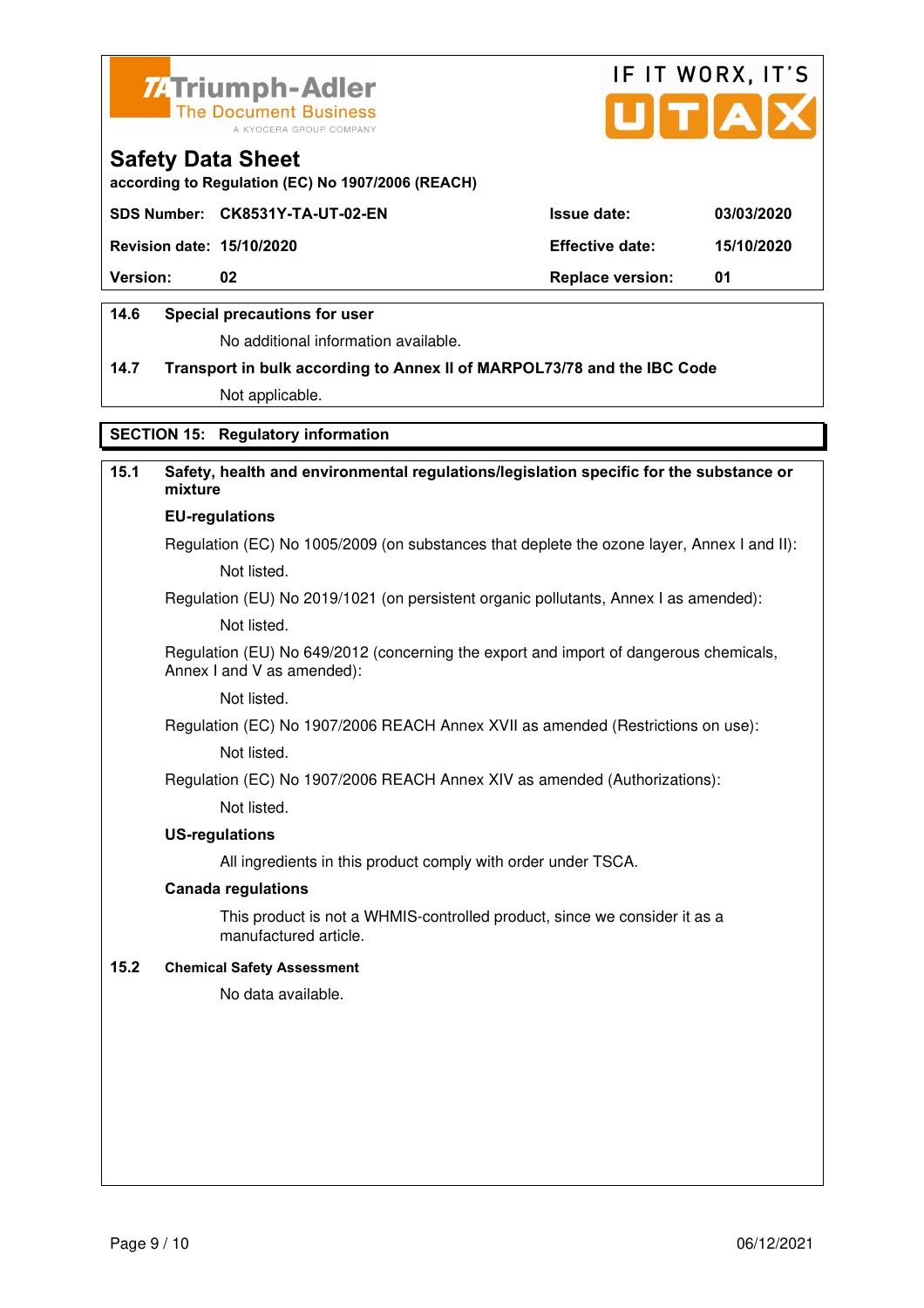# Safety Data Sheet

according to Regulation (EC) No 1907/2006 (REACH)

| | | | |
|---|---|---|---|
| **SDS Number:** | **CK8531Y-TA-UT-02-EN** | **Issue date:** | **03/03/2020** |
| **Revision date:** | **15/10/2020** | **Effective date:** | **15/10/2020** |
| **Version:** | **02** | **Replace version:** | **01** |

**14.6 Special precautions for user**

No additional information available.

**14.7 Transport in bulk according to Annex II of MARPOL73/78 and the IBC Code**

Not applicable.

## SECTION 15: Regulatory information

**15.1 Safety, health and environmental regulations/legislation specific for the substance or mixture**

**EU-regulations**

Regulation (EC) No 1005/2009 (on substances that deplete the ozone layer, Annex I and II):

Not listed.

Regulation (EU) No 2019/1021 (on persistent organic pollutants, Annex I as amended):

Not listed.

Regulation (EU) No 649/2012 (concerning the export and import of dangerous chemicals, Annex I and V as amended):

Not listed.

Regulation (EC) No 1907/2006 REACH Annex XVII as amended (Restrictions on use):

Not listed.

Regulation (EC) No 1907/2006 REACH Annex XIV as amended (Authorizations):

Not listed.

**US-regulations**

All ingredients in this product comply with order under TSCA.

**Canada regulations**

This product is not a WHMIS-controlled product, since we consider it as a manufactured article.

**15.2 Chemical Safety Assessment**

No data available.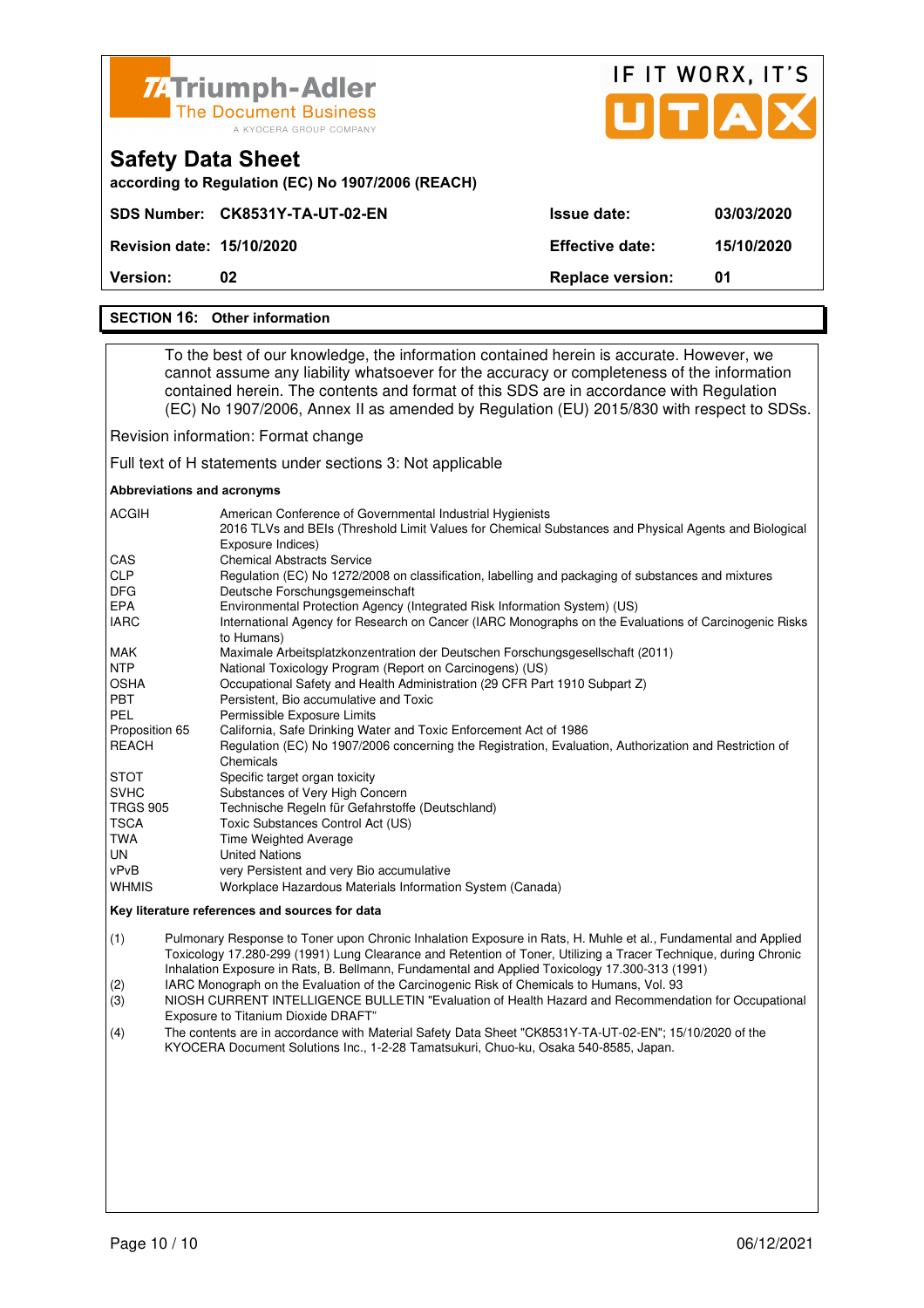# Safety Data Sheet

according to Regulation (EC) No 1907/2006 (REACH)

| | | | |
|---|---|---|---|
| **SDS Number:** | **CK8531Y-TA-UT-02-EN** | **Issue date:** | **03/03/2020** |
| **Revision date:** | **15/10/2020** | **Effective date:** | **15/10/2020** |
| **Version:** | **02** | **Replace version:** | **01** |

## SECTION 16: Other information

To the best of our knowledge, the information contained herein is accurate. However, we cannot assume any liability whatsoever for the accuracy or completeness of the information contained herein. The contents and format of this SDS are in accordance with Regulation (EC) No 1907/2006, Annex II as amended by Regulation (EU) 2015/830 with respect to SDSs.

Revision information: Format change

Full text of H statements under sections 3: Not applicable

**Abbreviations and acronyms**

| | |
|---|---|
| ACGIH | American Conference of Governmental Industrial Hygienists 2016 TLVs and BEIs (Threshold Limit Values for Chemical Substances and Physical Agents and Biological Exposure Indices) |
| CAS | Chemical Abstracts Service |
| CLP | Regulation (EC) No 1272/2008 on classification, labelling and packaging of substances and mixtures |
| DFG | Deutsche Forschungsgemeinschaft |
| EPA | Environmental Protection Agency (Integrated Risk Information System) (US) |
| IARC | International Agency for Research on Cancer (IARC Monographs on the Evaluations of Carcinogenic Risks to Humans) |
| MAK | Maximale Arbeitsplatzkonzentration der Deutschen Forschungsgesellschaft (2011) |
| NTP | National Toxicology Program (Report on Carcinogens) (US) |
| OSHA | Occupational Safety and Health Administration (29 CFR Part 1910 Subpart Z) |
| PBT | Persistent, Bio accumulative and Toxic |
| PEL | Permissible Exposure Limits |
| Proposition 65 | California, Safe Drinking Water and Toxic Enforcement Act of 1986 |
| REACH | Regulation (EC) No 1907/2006 concerning the Registration, Evaluation, Authorization and Restriction of Chemicals |
| STOT | Specific target organ toxicity |
| SVHC | Substances of Very High Concern |
| TRGS 905 | Technische Regeln für Gefahrstoffe (Deutschland) |
| TSCA | Toxic Substances Control Act (US) |
| TWA | Time Weighted Average |
| UN | United Nations |
| vPvB | very Persistent and very Bio accumulative |
| WHMIS | Workplace Hazardous Materials Information System (Canada) |

**Key literature references and sources for data**

(1) Pulmonary Response to Toner upon Chronic Inhalation Exposure in Rats, H. Muhle et al., Fundamental and Applied Toxicology 17.280-299 (1991) Lung Clearance and Retention of Toner, Utilizing a Tracer Technique, during Chronic Inhalation Exposure in Rats, B. Bellmann, Fundamental and Applied Toxicology 17.300-313 (1991)

(2) IARC Monograph on the Evaluation of the Carcinogenic Risk of Chemicals to Humans, Vol. 93

(3) NIOSH CURRENT INTELLIGENCE BULLETIN "Evaluation of Health Hazard and Recommendation for Occupational Exposure to Titanium Dioxide DRAFT"

(4) The contents are in accordance with Material Safety Data Sheet "CK8531Y-TA-UT-02-EN"; 15/10/2020 of the KYOCERA Document Solutions Inc., 1-2-28 Tamatsukuri, Chuo-ku, Osaka 540-8585, Japan.